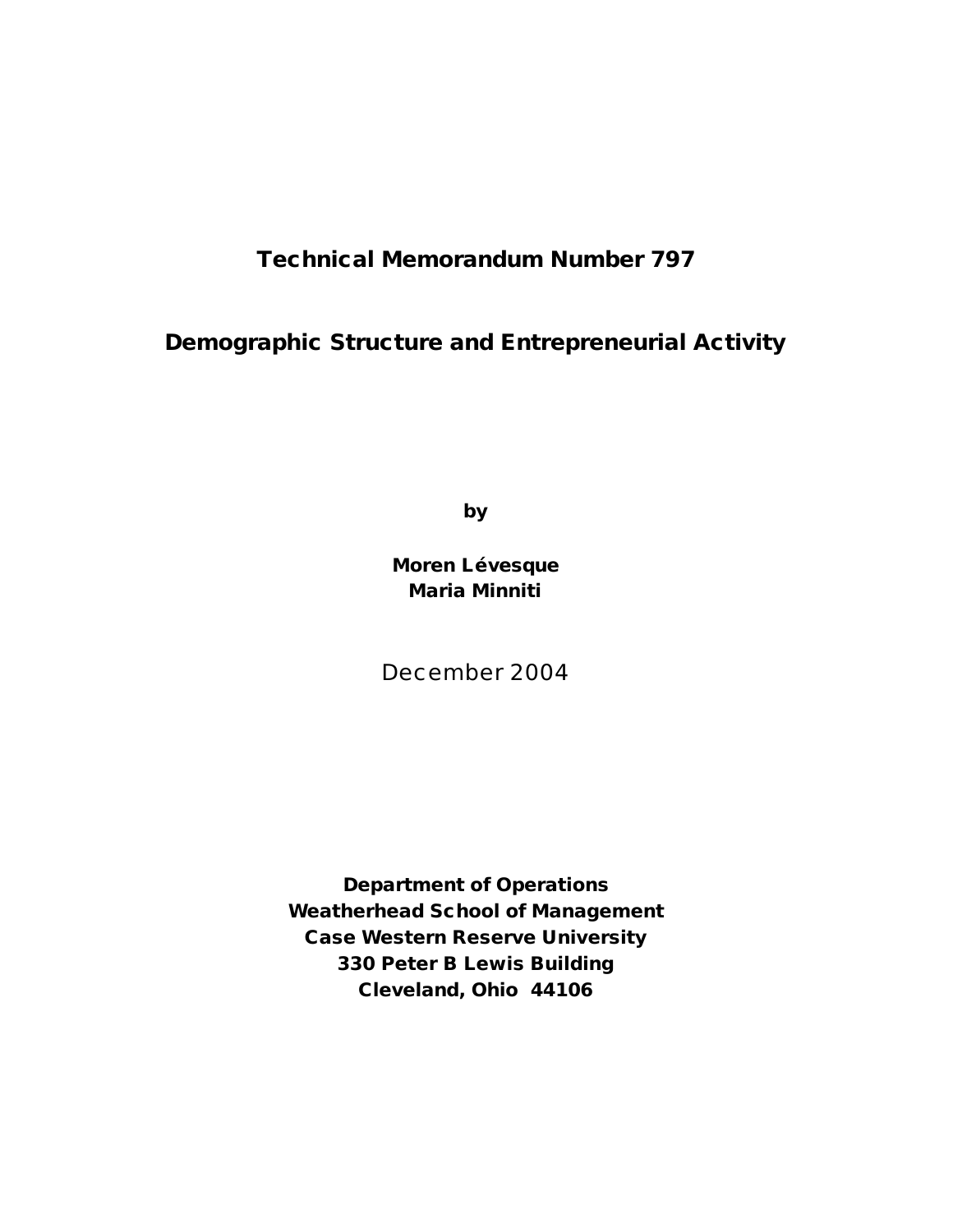# Technical Memorandum Number 797

## Demographic Structure and Entrepreneurial Activity

**by**

**Moren Lévesque**
**Maria Minniti**

December 2004

**Department of Operations**
**Weatherhead School of Management**
**Case Western Reserve University**
**330 Peter B Lewis Building**
**Cleveland, Ohio 44106**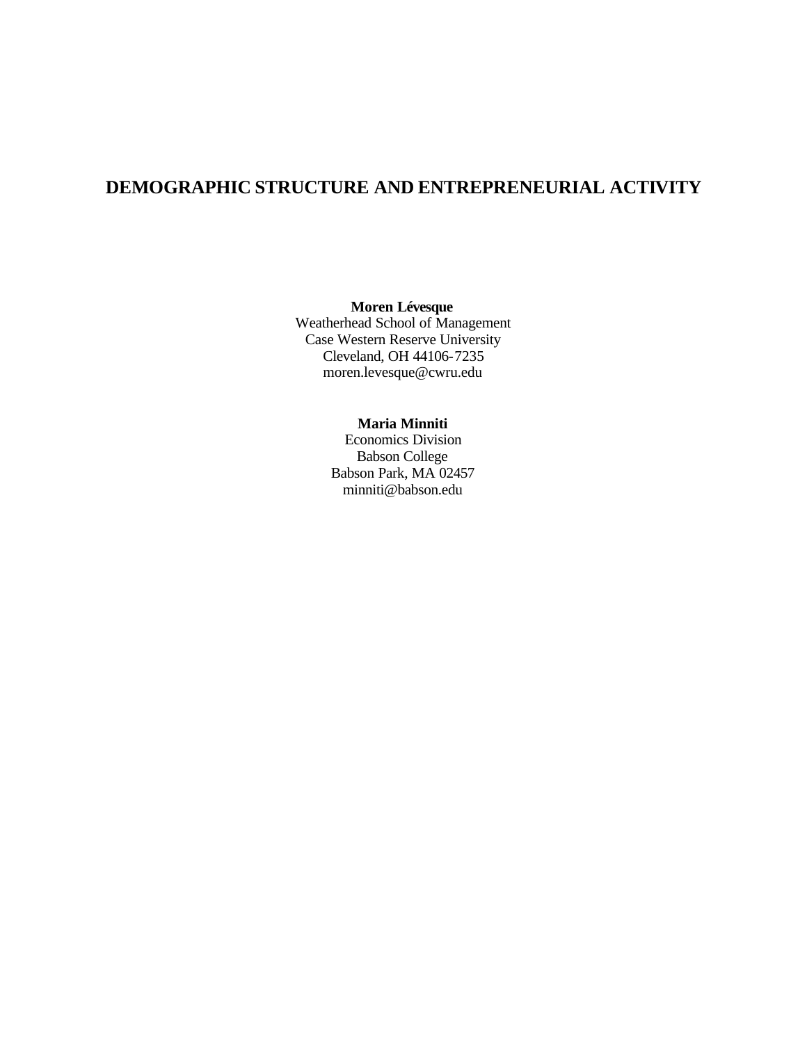# DEMOGRAPHIC STRUCTURE AND ENTREPRENEURIAL ACTIVITY

**Moren Lévesque**
Weatherhead School of Management
Case Western Reserve University
Cleveland, OH 44106-7235
moren.levesque@cwru.edu

**Maria Minniti**
Economics Division
Babson College
Babson Park, MA 02457
minniti@babson.edu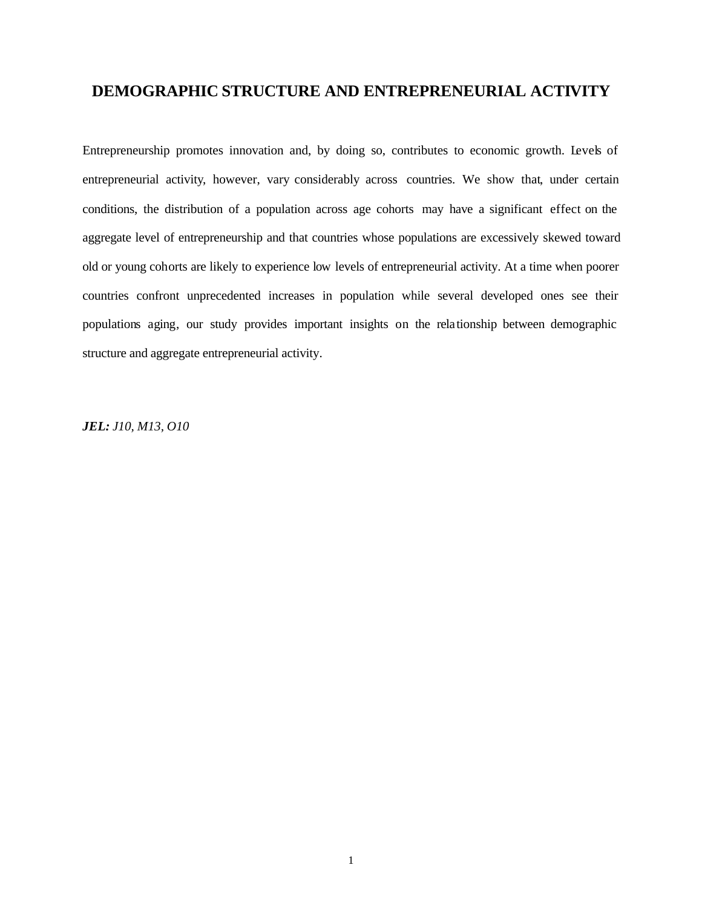# DEMOGRAPHIC STRUCTURE AND ENTREPRENEURIAL ACTIVITY

Entrepreneurship promotes innovation and, by doing so, contributes to economic growth. Levels of entrepreneurial activity, however, vary considerably across countries. We show that, under certain conditions, the distribution of a population across age cohorts may have a significant effect on the aggregate level of entrepreneurship and that countries whose populations are excessively skewed toward old or young cohorts are likely to experience low levels of entrepreneurial activity. At a time when poorer countries confront unprecedented increases in population while several developed ones see their populations aging, our study provides important insights on the relationship between demographic structure and aggregate entrepreneurial activity.

***JEL:*** *J10, M13, O10*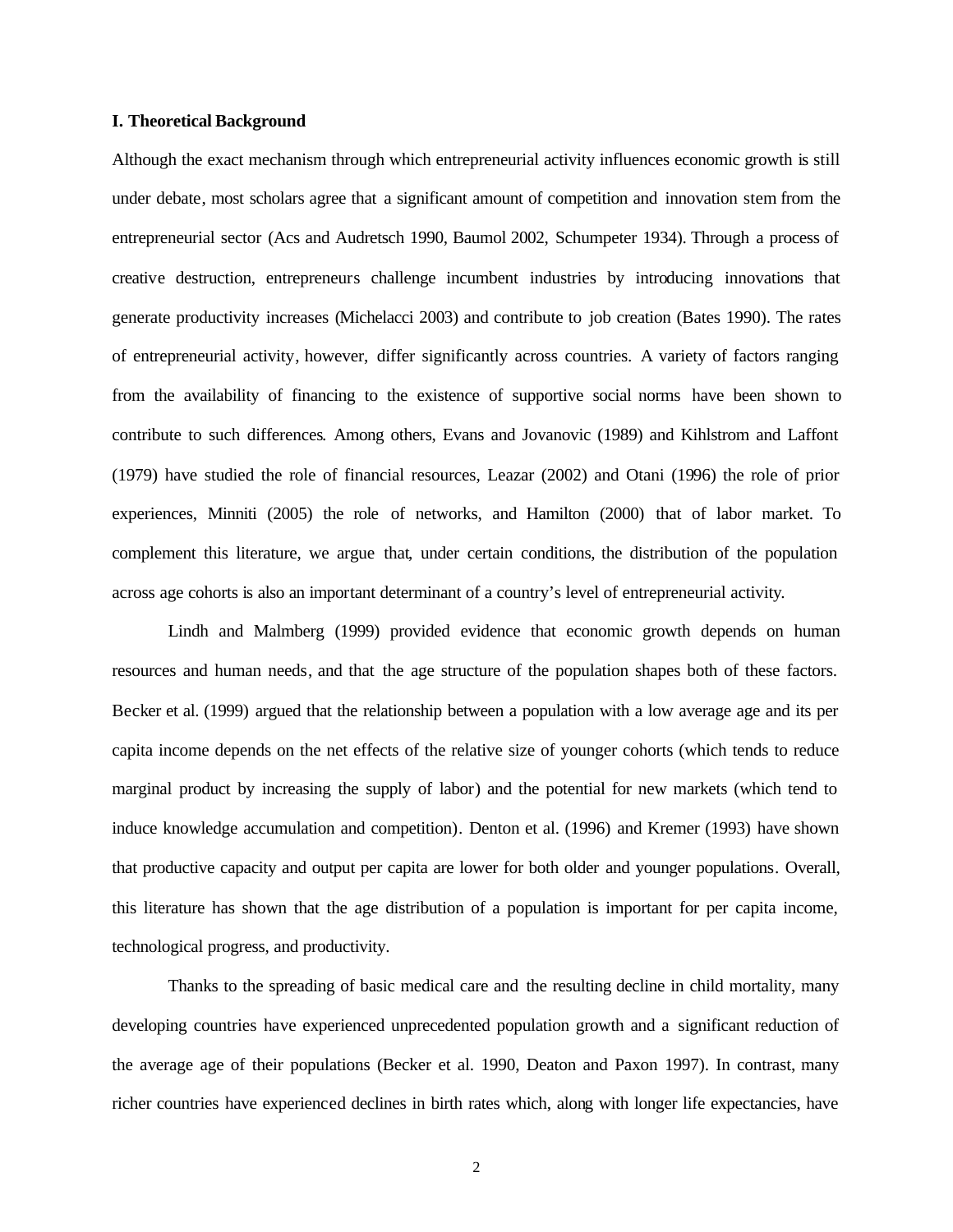## I. Theoretical Background

Although the exact mechanism through which entrepreneurial activity influences economic growth is still under debate, most scholars agree that a significant amount of competition and innovation stem from the entrepreneurial sector (Acs and Audretsch 1990, Baumol 2002, Schumpeter 1934). Through a process of creative destruction, entrepreneurs challenge incumbent industries by introducing innovations that generate productivity increases (Michelacci 2003) and contribute to job creation (Bates 1990). The rates of entrepreneurial activity, however, differ significantly across countries. A variety of factors ranging from the availability of financing to the existence of supportive social norms have been shown to contribute to such differences. Among others, Evans and Jovanovic (1989) and Kihlstrom and Laffont (1979) have studied the role of financial resources, Leazar (2002) and Otani (1996) the role of prior experiences, Minniti (2005) the role of networks, and Hamilton (2000) that of labor market. To complement this literature, we argue that, under certain conditions, the distribution of the population across age cohorts is also an important determinant of a country's level of entrepreneurial activity.

Lindh and Malmberg (1999) provided evidence that economic growth depends on human resources and human needs, and that the age structure of the population shapes both of these factors. Becker et al. (1999) argued that the relationship between a population with a low average age and its per capita income depends on the net effects of the relative size of younger cohorts (which tends to reduce marginal product by increasing the supply of labor) and the potential for new markets (which tend to induce knowledge accumulation and competition). Denton et al. (1996) and Kremer (1993) have shown that productive capacity and output per capita are lower for both older and younger populations. Overall, this literature has shown that the age distribution of a population is important for per capita income, technological progress, and productivity.

Thanks to the spreading of basic medical care and the resulting decline in child mortality, many developing countries have experienced unprecedented population growth and a significant reduction of the average age of their populations (Becker et al. 1990, Deaton and Paxon 1997). In contrast, many richer countries have experienced declines in birth rates which, along with longer life expectancies, have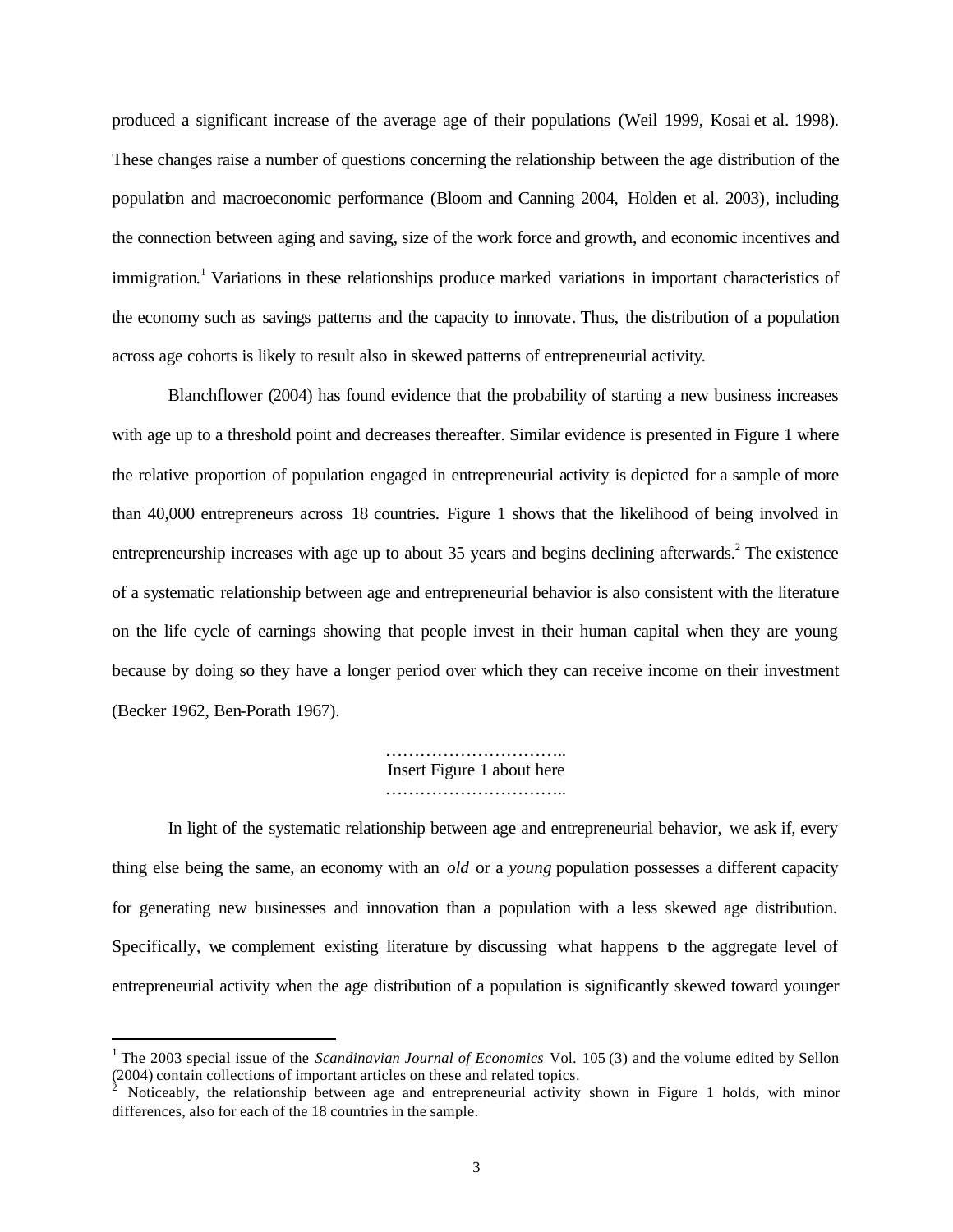produced a significant increase of the average age of their populations (Weil 1999, Kosai et al. 1998). These changes raise a number of questions concerning the relationship between the age distribution of the population and macroeconomic performance (Bloom and Canning 2004, Holden et al. 2003), including the connection between aging and saving, size of the work force and growth, and economic incentives and immigration.[1] Variations in these relationships produce marked variations in important characteristics of the economy such as savings patterns and the capacity to innovate. Thus, the distribution of a population across age cohorts is likely to result also in skewed patterns of entrepreneurial activity.

Blanchflower (2004) has found evidence that the probability of starting a new business increases with age up to a threshold point and decreases thereafter. Similar evidence is presented in Figure 1 where the relative proportion of population engaged in entrepreneurial activity is depicted for a sample of more than 40,000 entrepreneurs across 18 countries. Figure 1 shows that the likelihood of being involved in entrepreneurship increases with age up to about 35 years and begins declining afterwards.[2] The existence of a systematic relationship between age and entrepreneurial behavior is also consistent with the literature on the life cycle of earnings showing that people invest in their human capital when they are young because by doing so they have a longer period over which they can receive income on their investment (Becker 1962, Ben-Porath 1967).

…………………………..
Insert Figure 1 about here
…………………………..

In light of the systematic relationship between age and entrepreneurial behavior, we ask if, every thing else being the same, an economy with an *old* or a *young* population possesses a different capacity for generating new businesses and innovation than a population with a less skewed age distribution. Specifically, we complement existing literature by discussing what happens to the aggregate level of entrepreneurial activity when the age distribution of a population is significantly skewed toward younger

---

[1] The 2003 special issue of the *Scandinavian Journal of Economics* Vol. 105 (3) and the volume edited by Sellon (2004) contain collections of important articles on these and related topics.

[2] Noticeably, the relationship between age and entrepreneurial activity shown in Figure 1 holds, with minor differences, also for each of the 18 countries in the sample.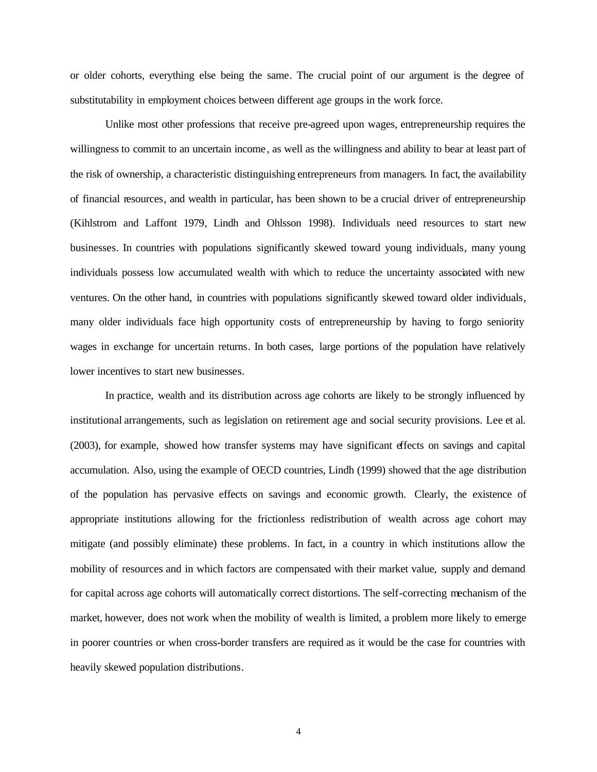or older cohorts, everything else being the same. The crucial point of our argument is the degree of substitutability in employment choices between different age groups in the work force.

Unlike most other professions that receive pre-agreed upon wages, entrepreneurship requires the willingness to commit to an uncertain income, as well as the willingness and ability to bear at least part of the risk of ownership, a characteristic distinguishing entrepreneurs from managers. In fact, the availability of financial resources, and wealth in particular, has been shown to be a crucial driver of entrepreneurship (Kihlstrom and Laffont 1979, Lindh and Ohlsson 1998). Individuals need resources to start new businesses. In countries with populations significantly skewed toward young individuals, many young individuals possess low accumulated wealth with which to reduce the uncertainty associated with new ventures. On the other hand, in countries with populations significantly skewed toward older individuals, many older individuals face high opportunity costs of entrepreneurship by having to forgo seniority wages in exchange for uncertain returns. In both cases, large portions of the population have relatively lower incentives to start new businesses.

In practice, wealth and its distribution across age cohorts are likely to be strongly influenced by institutional arrangements, such as legislation on retirement age and social security provisions. Lee et al. (2003), for example, showed how transfer systems may have significant effects on savings and capital accumulation. Also, using the example of OECD countries, Lindh (1999) showed that the age distribution of the population has pervasive effects on savings and economic growth. Clearly, the existence of appropriate institutions allowing for the frictionless redistribution of wealth across age cohort may mitigate (and possibly eliminate) these problems. In fact, in a country in which institutions allow the mobility of resources and in which factors are compensated with their market value, supply and demand for capital across age cohorts will automatically correct distortions. The self-correcting mechanism of the market, however, does not work when the mobility of wealth is limited, a problem more likely to emerge in poorer countries or when cross-border transfers are required as it would be the case for countries with heavily skewed population distributions.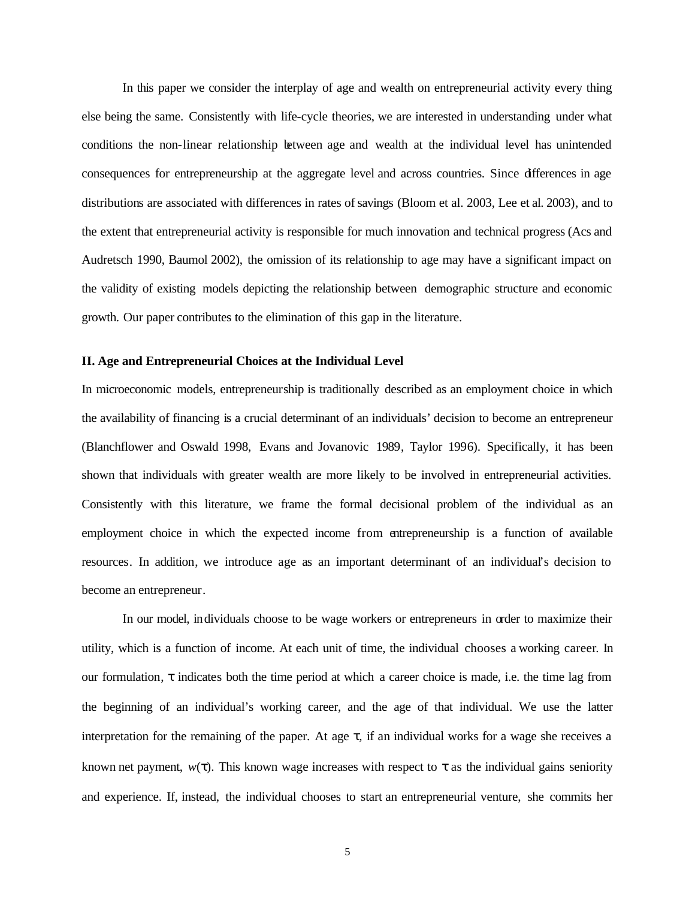In this paper we consider the interplay of age and wealth on entrepreneurial activity every thing else being the same. Consistently with life-cycle theories, we are interested in understanding under what conditions the non-linear relationship between age and wealth at the individual level has unintended consequences for entrepreneurship at the aggregate level and across countries. Since differences in age distributions are associated with differences in rates of savings (Bloom et al. 2003, Lee et al. 2003), and to the extent that entrepreneurial activity is responsible for much innovation and technical progress (Acs and Audretsch 1990, Baumol 2002), the omission of its relationship to age may have a significant impact on the validity of existing models depicting the relationship between demographic structure and economic growth. Our paper contributes to the elimination of this gap in the literature.

## II. Age and Entrepreneurial Choices at the Individual Level

In microeconomic models, entrepreneurship is traditionally described as an employment choice in which the availability of financing is a crucial determinant of an individuals' decision to become an entrepreneur (Blanchflower and Oswald 1998, Evans and Jovanovic 1989, Taylor 1996). Specifically, it has been shown that individuals with greater wealth are more likely to be involved in entrepreneurial activities. Consistently with this literature, we frame the formal decisional problem of the individual as an employment choice in which the expected income from entrepreneurship is a function of available resources. In addition, we introduce age as an important determinant of an individual's decision to become an entrepreneur.

In our model, individuals choose to be wage workers or entrepreneurs in order to maximize their utility, which is a function of income. At each unit of time, the individual chooses a working career. In our formulation, $\tau$ indicates both the time period at which a career choice is made, i.e. the time lag from the beginning of an individual's working career, and the age of that individual. We use the latter interpretation for the remaining of the paper. At age $\tau$, if an individual works for a wage she receives a known net payment, $w(\tau)$. This known wage increases with respect to $\tau$ as the individual gains seniority and experience. If, instead, the individual chooses to start an entrepreneurial venture, she commits her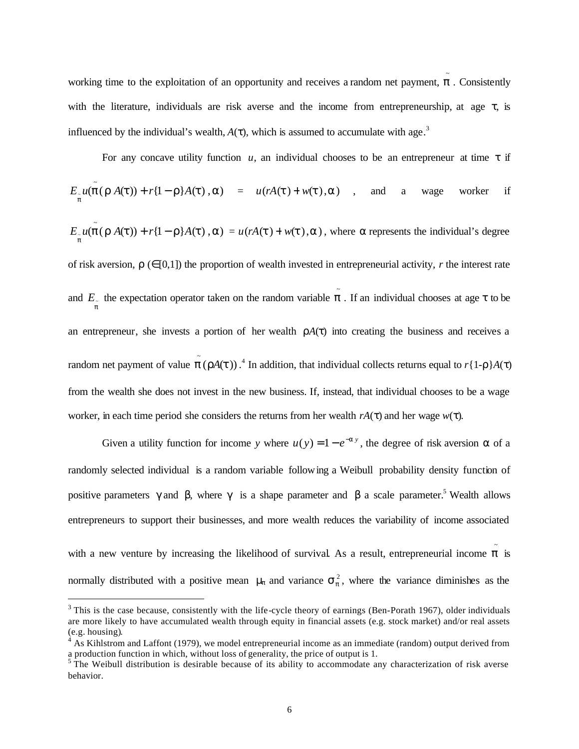working time to the exploitation of an opportunity and receives a random net payment, $\tilde{\pi}$. Consistently with the literature, individuals are risk averse and the income from entrepreneurship, at age $\tau$, is influenced by the individual's wealth, $A(\tau)$, which is assumed to accumulate with age.[3]

For any concave utility function $u$, an individual chooses to be an entrepreneur at time $\tau$ if $E_{\tilde{\pi}} u(\tilde{\pi}(\rho A(\tau)) + r\{1-\rho\}A(\tau), \alpha) = u(rA(\tau) + w(\tau), \alpha)$, and a wage worker if $E_{\tilde{\pi}} u(\tilde{\pi}(\rho A(\tau)) + r\{1-\rho\}A(\tau), \alpha) = u(rA(\tau) + w(\tau), \alpha)$, where $\alpha$ represents the individual's degree of risk aversion, $\rho$ ($\in[0,1]$) the proportion of wealth invested in entrepreneurial activity, $r$ the interest rate and $E_{\tilde{\pi}}$ the expectation operator taken on the random variable $\tilde{\pi}$. If an individual chooses at age $\tau$ to be an entrepreneur, she invests a portion of her wealth $\rho A(\tau)$ into creating the business and receives a random net payment of value $\tilde{\pi}(\rho A(\tau))$.[4] In addition, that individual collects returns equal to $r\{1\text{-}\rho\}A(\tau)$ from the wealth she does not invest in the new business. If, instead, that individual chooses to be a wage worker, in each time period she considers the returns from her wealth $rA(\tau)$ and her wage $w(\tau)$.

Given a utility function for income $y$ where $u(y) = 1 - e^{-\alpha y}$, the degree of risk aversion $\alpha$ of a randomly selected individual is a random variable following a Weibull probability density function of positive parameters $\gamma$ and $\beta$, where $\gamma$ is a shape parameter and $\beta$ a scale parameter.[5] Wealth allows entrepreneurs to support their businesses, and more wealth reduces the variability of income associated with a new venture by increasing the likelihood of survival. As a result, entrepreneurial income $\tilde{\pi}$ is normally distributed with a positive mean $\mu_\pi$ and variance $\sigma_\pi^2$, where the variance diminishes as the

---

[3] This is the case because, consistently with the life-cycle theory of earnings (Ben-Porath 1967), older individuals are more likely to have accumulated wealth through equity in financial assets (e.g. stock market) and/or real assets (e.g. housing).

[4] As Kihlstrom and Laffont (1979), we model entrepreneurial income as an immediate (random) output derived from a production function in which, without loss of generality, the price of output is 1.

[5] The Weibull distribution is desirable because of its ability to accommodate any characterization of risk averse behavior.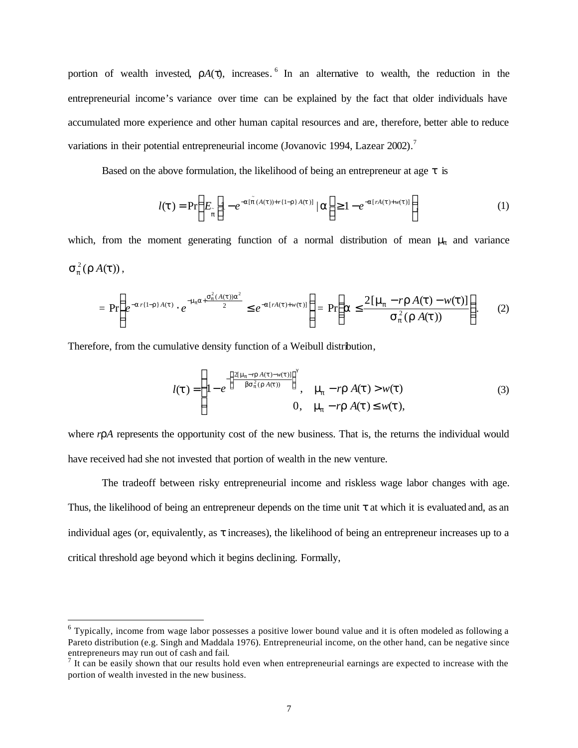portion of wealth invested, $\rho A(\tau)$, increases.[6] In an alternative to wealth, the reduction in the entrepreneurial income's variance over time can be explained by the fact that older individuals have accumulated more experience and other human capital resources and are, therefore, better able to reduce variations in their potential entrepreneurial income (Jovanovic 1994, Lazear 2002).[7]

Based on the above formulation, the likelihood of being an entrepreneur at age $\tau$ is

$$l(\tau) = \Pr\left( E_{\tilde{\pi}} \left[ 1 - e^{-\alpha[\tilde{\pi}(A(\tau)) + r\{1-\rho\}A(\tau)]} \mid \alpha \right] \geq 1 - e^{-\alpha[rA(\tau)+w(\tau)]} \right), \tag{1}$$

which, from the moment generating function of a normal distribution of mean $\mu_\pi$ and variance $\sigma_\pi^2(\rho A(\tau))$,

$$= \Pr\left( e^{-\alpha r\{1-\rho\}A(\tau)} \cdot e^{-\mu_\pi \alpha + \frac{\sigma_\pi^2(A(\tau))\alpha^2}{2}} \leq e^{-\alpha[rA(\tau)+w(\tau)]} \right) = \Pr\left( \alpha \leq \frac{2[\mu_\pi - r\rho A(\tau) - w(\tau)]}{\sigma_\pi^2(\rho A(\tau))} \right). \tag{2}$$

Therefore, from the cumulative density function of a Weibull distribution,

$$l(\tau) = \begin{cases} 1 - e^{-\left(\frac{2[\mu_\pi - r\rho A(\tau) - w(\tau)]}{\beta \sigma_\pi^2(\rho A(\tau))}\right)^\gamma}, & \mu_\pi - r\rho A(\tau) > w(\tau) \\ 0, & \mu_\pi - r\rho A(\tau) \leq w(\tau), \end{cases} \tag{3}$$

where $r\rho A$ represents the opportunity cost of the new business. That is, the returns the individual would have received had she not invested that portion of wealth in the new venture.

The tradeoff between risky entrepreneurial income and riskless wage labor changes with age. Thus, the likelihood of being an entrepreneur depends on the time unit $\tau$ at which it is evaluated and, as an individual ages (or, equivalently, as $\tau$ increases), the likelihood of being an entrepreneur increases up to a critical threshold age beyond which it begins declining. Formally,

---

[6] Typically, income from wage labor possesses a positive lower bound value and it is often modeled as following a Pareto distribution (e.g. Singh and Maddala 1976). Entrepreneurial income, on the other hand, can be negative since entrepreneurs may run out of cash and fail.

[7] It can be easily shown that our results hold even when entrepreneurial earnings are expected to increase with the portion of wealth invested in the new business.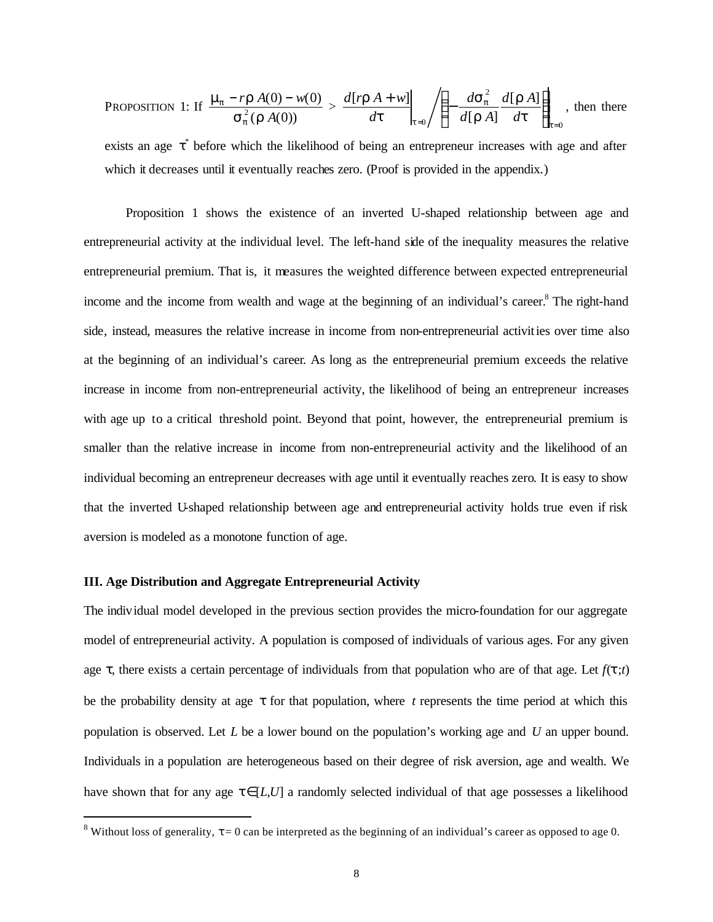PROPOSITION 1: If $\dfrac{\mu_\pi - r\rho A(0) - w(0)}{\sigma_\pi^2(\rho A(0))} > \left.\dfrac{d[r\rho A + w]}{d\tau}\right|_{\tau=0} \Bigg/ \left.\left(-\dfrac{d\sigma_\pi^2}{d[\rho A]}\dfrac{d[\rho A]}{d\tau}\right)\right|_{\tau=0}$, then there exists an age $\tau^*$ before which the likelihood of being an entrepreneur increases with age and after which it decreases until it eventually reaches zero. (Proof is provided in the appendix.)

Proposition 1 shows the existence of an inverted U-shaped relationship between age and entrepreneurial activity at the individual level. The left-hand side of the inequality measures the relative entrepreneurial premium. That is, it measures the weighted difference between expected entrepreneurial income and the income from wealth and wage at the beginning of an individual's career.[8] The right-hand side, instead, measures the relative increase in income from non-entrepreneurial activities over time also at the beginning of an individual's career. As long as the entrepreneurial premium exceeds the relative increase in income from non-entrepreneurial activity, the likelihood of being an entrepreneur increases with age up to a critical threshold point. Beyond that point, however, the entrepreneurial premium is smaller than the relative increase in income from non-entrepreneurial activity and the likelihood of an individual becoming an entrepreneur decreases with age until it eventually reaches zero. It is easy to show that the inverted U-shaped relationship between age and entrepreneurial activity holds true even if risk aversion is modeled as a monotone function of age.

**III. Age Distribution and Aggregate Entrepreneurial Activity**

The individual model developed in the previous section provides the micro-foundation for our aggregate model of entrepreneurial activity. A population is composed of individuals of various ages. For any given age $\tau$, there exists a certain percentage of individuals from that population who are of that age. Let $f(\tau;t)$ be the probability density at age $\tau$ for that population, where $t$ represents the time period at which this population is observed. Let $L$ be a lower bound on the population's working age and $U$ an upper bound. Individuals in a population are heterogeneous based on their degree of risk aversion, age and wealth. We have shown that for any age $\tau \in [L,U]$ a randomly selected individual of that age possesses a likelihood

[8] Without loss of generality, $\tau = 0$ can be interpreted as the beginning of an individual's career as opposed to age 0.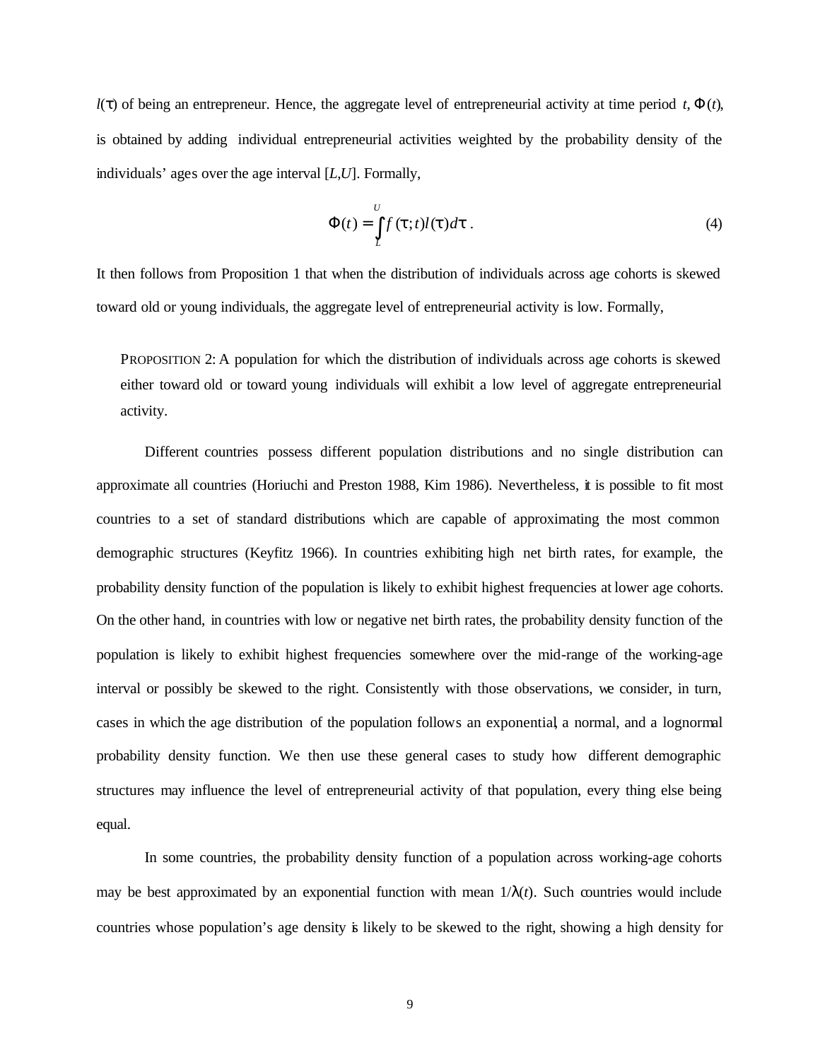$l(\tau)$ of being an entrepreneur. Hence, the aggregate level of entrepreneurial activity at time period $t$, $\Phi(t)$, is obtained by adding individual entrepreneurial activities weighted by the probability density of the individuals' ages over the age interval $[L,U]$. Formally,

$$\Phi(t) = \int_{L}^{U} f(\tau;t)l(\tau)d\tau \,. \tag{4}$$

It then follows from Proposition 1 that when the distribution of individuals across age cohorts is skewed toward old or young individuals, the aggregate level of entrepreneurial activity is low. Formally,

> PROPOSITION 2: A population for which the distribution of individuals across age cohorts is skewed either toward old or toward young individuals will exhibit a low level of aggregate entrepreneurial activity.

Different countries possess different population distributions and no single distribution can approximate all countries (Horiuchi and Preston 1988, Kim 1986). Nevertheless, it is possible to fit most countries to a set of standard distributions which are capable of approximating the most common demographic structures (Keyfitz 1966). In countries exhibiting high net birth rates, for example, the probability density function of the population is likely to exhibit highest frequencies at lower age cohorts. On the other hand, in countries with low or negative net birth rates, the probability density function of the population is likely to exhibit highest frequencies somewhere over the mid-range of the working-age interval or possibly be skewed to the right. Consistently with those observations, we consider, in turn, cases in which the age distribution of the population follows an exponential, a normal, and a lognormal probability density function. We then use these general cases to study how different demographic structures may influence the level of entrepreneurial activity of that population, every thing else being equal.

In some countries, the probability density function of a population across working-age cohorts may be best approximated by an exponential function with mean $1/\lambda(t)$. Such countries would include countries whose population's age density is likely to be skewed to the right, showing a high density for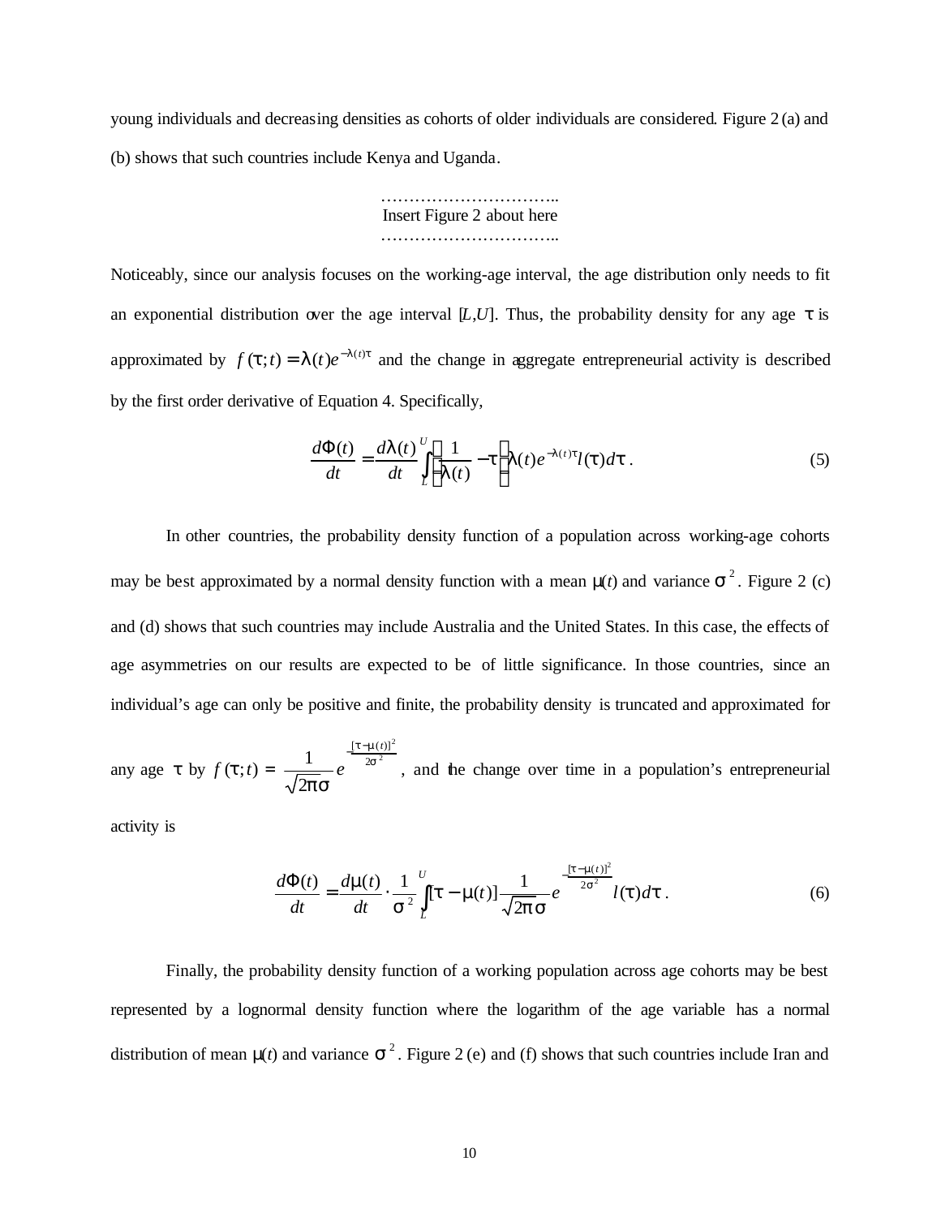young individuals and decreasing densities as cohorts of older individuals are considered. Figure 2 (a) and (b) shows that such countries include Kenya and Uganda.

…………………………..
Insert Figure 2 about here
…………………………..

Noticeably, since our analysis focuses on the working-age interval, the age distribution only needs to fit an exponential distribution over the age interval [*L*,*U*]. Thus, the probability density for any age $\tau$ is approximated by $f(\tau;t) = \lambda(t)e^{-\lambda(t)\tau}$ and the change in aggregate entrepreneurial activity is described by the first order derivative of Equation 4. Specifically,

$$\frac{d\Phi(t)}{dt} = \frac{d\lambda(t)}{dt}\int_L^U\left(\frac{1}{\lambda(t)} - \tau\right)\lambda(t)e^{-\lambda(t)\tau}l(\tau)d\tau\,. \tag{5}$$

In other countries, the probability density function of a population across working-age cohorts may be best approximated by a normal density function with a mean $\mu(t)$ and variance $\sigma^2$. Figure 2 (c) and (d) shows that such countries may include Australia and the United States. In this case, the effects of age asymmetries on our results are expected to be of little significance. In those countries, since an individual's age can only be positive and finite, the probability density is truncated and approximated for any age $\tau$ by $f(\tau;t) = \frac{1}{\sqrt{2\pi}\sigma}e^{-\frac{[\tau-\mu(t)]^2}{2\sigma^2}}$, and the change over time in a population's entrepreneurial activity is

$$\frac{d\Phi(t)}{dt} = \frac{d\mu(t)}{dt}\cdot\frac{1}{\sigma^2}\int_L^U[\tau-\mu(t)]\frac{1}{\sqrt{2\pi}\sigma}e^{-\frac{[\tau-\mu(t)]^2}{2\sigma^2}}l(\tau)d\tau\,. \tag{6}$$

Finally, the probability density function of a working population across age cohorts may be best represented by a lognormal density function where the logarithm of the age variable has a normal distribution of mean $\mu(t)$ and variance $\sigma^2$. Figure 2 (e) and (f) shows that such countries include Iran and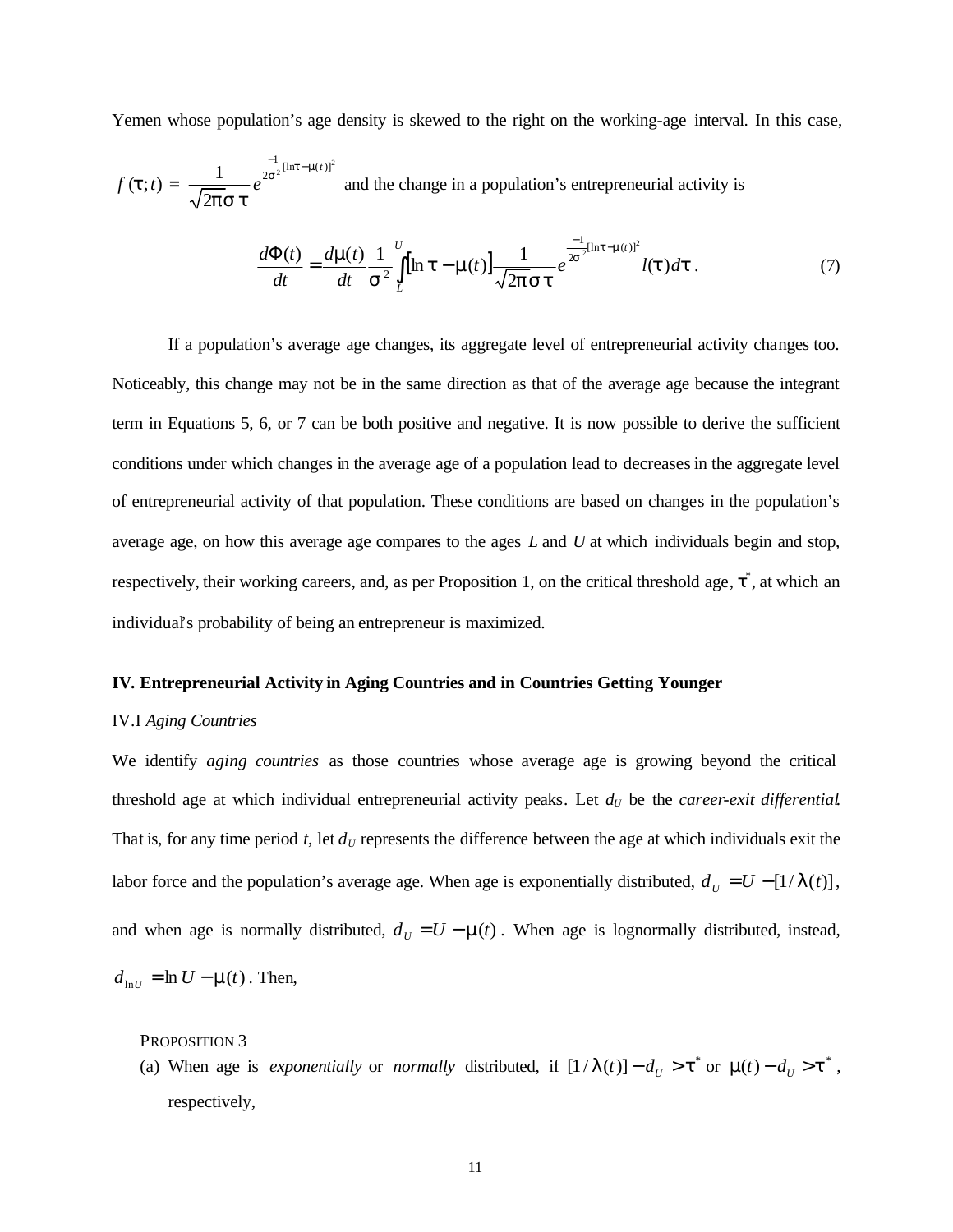Yemen whose population's age density is skewed to the right on the working-age interval. In this case, $f(\tau;t) = \frac{1}{\sqrt{2\pi}\sigma\tau} e^{\frac{-1}{2\sigma^2}[\ln\tau - \mu(t)]^2}$ and the change in a population's entrepreneurial activity is

$$\frac{d\Phi(t)}{dt} = \frac{d\mu(t)}{dt} \frac{1}{\sigma^2} \int_L^U [\ln\tau - \mu(t)] \frac{1}{\sqrt{2\pi}\sigma\tau} e^{\frac{-1}{2\sigma^2}[\ln\tau - \mu(t)]^2} l(\tau) d\tau . \tag{7}$$

If a population's average age changes, its aggregate level of entrepreneurial activity changes too. Noticeably, this change may not be in the same direction as that of the average age because the integrant term in Equations 5, 6, or 7 can be both positive and negative. It is now possible to derive the sufficient conditions under which changes in the average age of a population lead to decreases in the aggregate level of entrepreneurial activity of that population. These conditions are based on changes in the population's average age, on how this average age compares to the ages $L$ and $U$ at which individuals begin and stop, respectively, their working careers, and, as per Proposition 1, on the critical threshold age, $\tau^*$, at which an individual's probability of being an entrepreneur is maximized.

## IV. Entrepreneurial Activity in Aging Countries and in Countries Getting Younger

### IV.I *Aging Countries*

We identify *aging countries* as those countries whose average age is growing beyond the critical threshold age at which individual entrepreneurial activity peaks. Let $d_U$ be the *career-exit differential*. That is, for any time period $t$, let $d_U$ represents the difference between the age at which individuals exit the labor force and the population's average age. When age is exponentially distributed, $d_U = U - [1/\lambda(t)]$, and when age is normally distributed, $d_U = U - \mu(t)$. When age is lognormally distributed, instead, $d_{\ln U} = \ln U - \mu(t)$. Then,

PROPOSITION 3

(a) When age is *exponentially* or *normally* distributed, if $[1/\lambda(t)] - d_U > \tau^*$ or $\mu(t) - d_U > \tau^*$, respectively,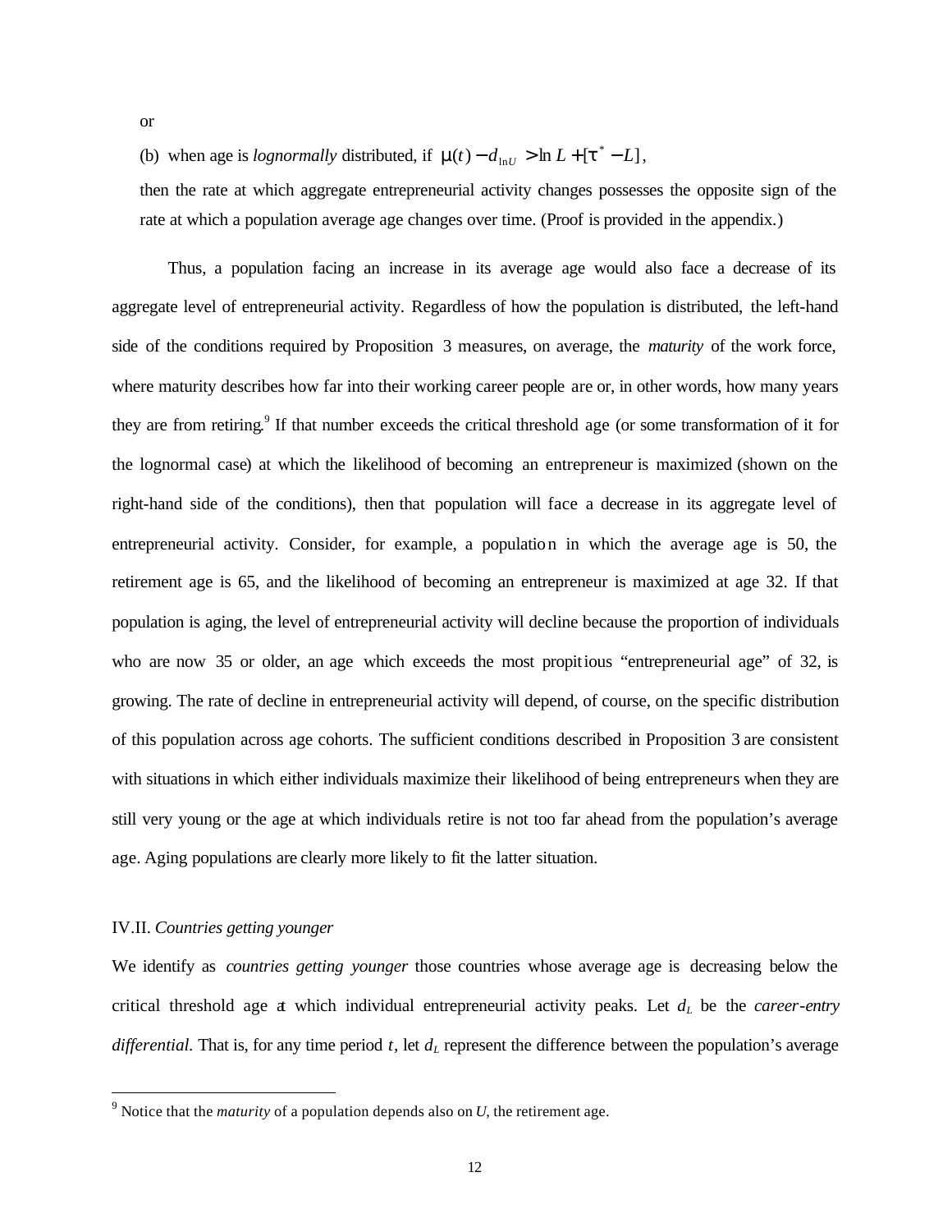or

(b) when age is *lognormally* distributed, if $\mu(t) - d_{\ln U} > \ln L + [\tau^* - L]$,

then the rate at which aggregate entrepreneurial activity changes possesses the opposite sign of the rate at which a population average age changes over time. (Proof is provided in the appendix.)

Thus, a population facing an increase in its average age would also face a decrease of its aggregate level of entrepreneurial activity. Regardless of how the population is distributed, the left-hand side of the conditions required by Proposition 3 measures, on average, the *maturity* of the work force, where maturity describes how far into their working career people are or, in other words, how many years they are from retiring.[9] If that number exceeds the critical threshold age (or some transformation of it for the lognormal case) at which the likelihood of becoming an entrepreneur is maximized (shown on the right-hand side of the conditions), then that population will face a decrease in its aggregate level of entrepreneurial activity. Consider, for example, a population in which the average age is 50, the retirement age is 65, and the likelihood of becoming an entrepreneur is maximized at age 32. If that population is aging, the level of entrepreneurial activity will decline because the proportion of individuals who are now 35 or older, an age which exceeds the most propitious "entrepreneurial age" of 32, is growing. The rate of decline in entrepreneurial activity will depend, of course, on the specific distribution of this population across age cohorts. The sufficient conditions described in Proposition 3 are consistent with situations in which either individuals maximize their likelihood of being entrepreneurs when they are still very young or the age at which individuals retire is not too far ahead from the population's average age. Aging populations are clearly more likely to fit the latter situation.

### IV.II. *Countries getting younger*

We identify as *countries getting younger* those countries whose average age is decreasing below the critical threshold age at which individual entrepreneurial activity peaks. Let $d_L$ be the *career-entry differential*. That is, for any time period $t$, let $d_L$ represent the difference between the population's average

---

[9] Notice that the *maturity* of a population depends also on $U$, the retirement age.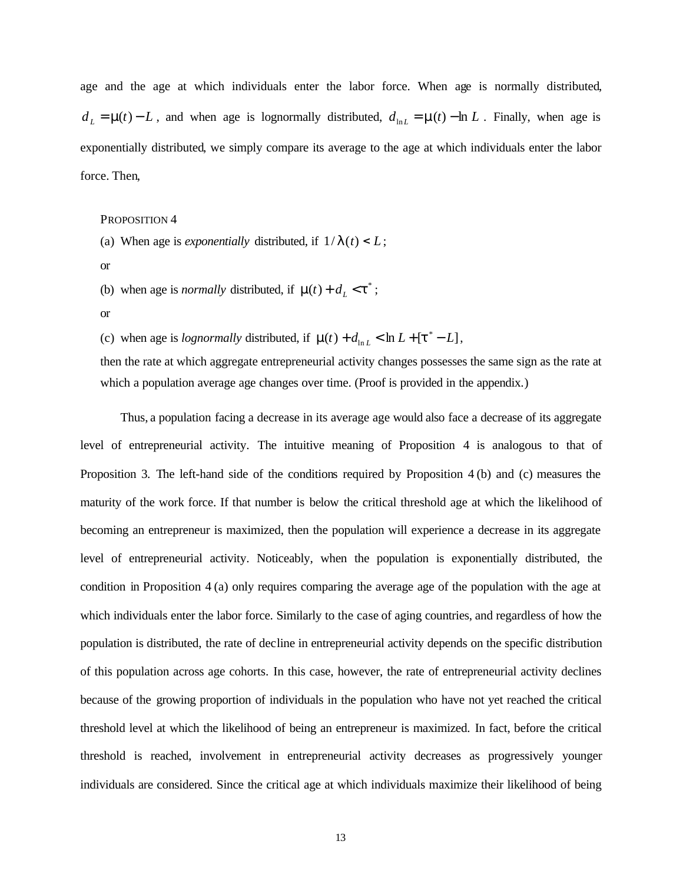age and the age at which individuals enter the labor force. When age is normally distributed, $d_L = \mu(t) - L$, and when age is lognormally distributed, $d_{\ln L} = \mu(t) - \ln L$. Finally, when age is exponentially distributed, we simply compare its average to the age at which individuals enter the labor force. Then,

PROPOSITION 4

(a) When age is *exponentially* distributed, if $1/\lambda(t) < L$;

or

(b) when age is *normally* distributed, if $\mu(t) + d_L < \tau^*$;

or

(c) when age is *lognormally* distributed, if $\mu(t) + d_{\ln L} < \ln L + [\tau^* - L]$,

then the rate at which aggregate entrepreneurial activity changes possesses the same sign as the rate at which a population average age changes over time. (Proof is provided in the appendix.)

Thus, a population facing a decrease in its average age would also face a decrease of its aggregate level of entrepreneurial activity. The intuitive meaning of Proposition 4 is analogous to that of Proposition 3. The left-hand side of the conditions required by Proposition 4 (b) and (c) measures the maturity of the work force. If that number is below the critical threshold age at which the likelihood of becoming an entrepreneur is maximized, then the population will experience a decrease in its aggregate level of entrepreneurial activity. Noticeably, when the population is exponentially distributed, the condition in Proposition 4 (a) only requires comparing the average age of the population with the age at which individuals enter the labor force. Similarly to the case of aging countries, and regardless of how the population is distributed, the rate of decline in entrepreneurial activity depends on the specific distribution of this population across age cohorts. In this case, however, the rate of entrepreneurial activity declines because of the growing proportion of individuals in the population who have not yet reached the critical threshold level at which the likelihood of being an entrepreneur is maximized. In fact, before the critical threshold is reached, involvement in entrepreneurial activity decreases as progressively younger individuals are considered. Since the critical age at which individuals maximize their likelihood of being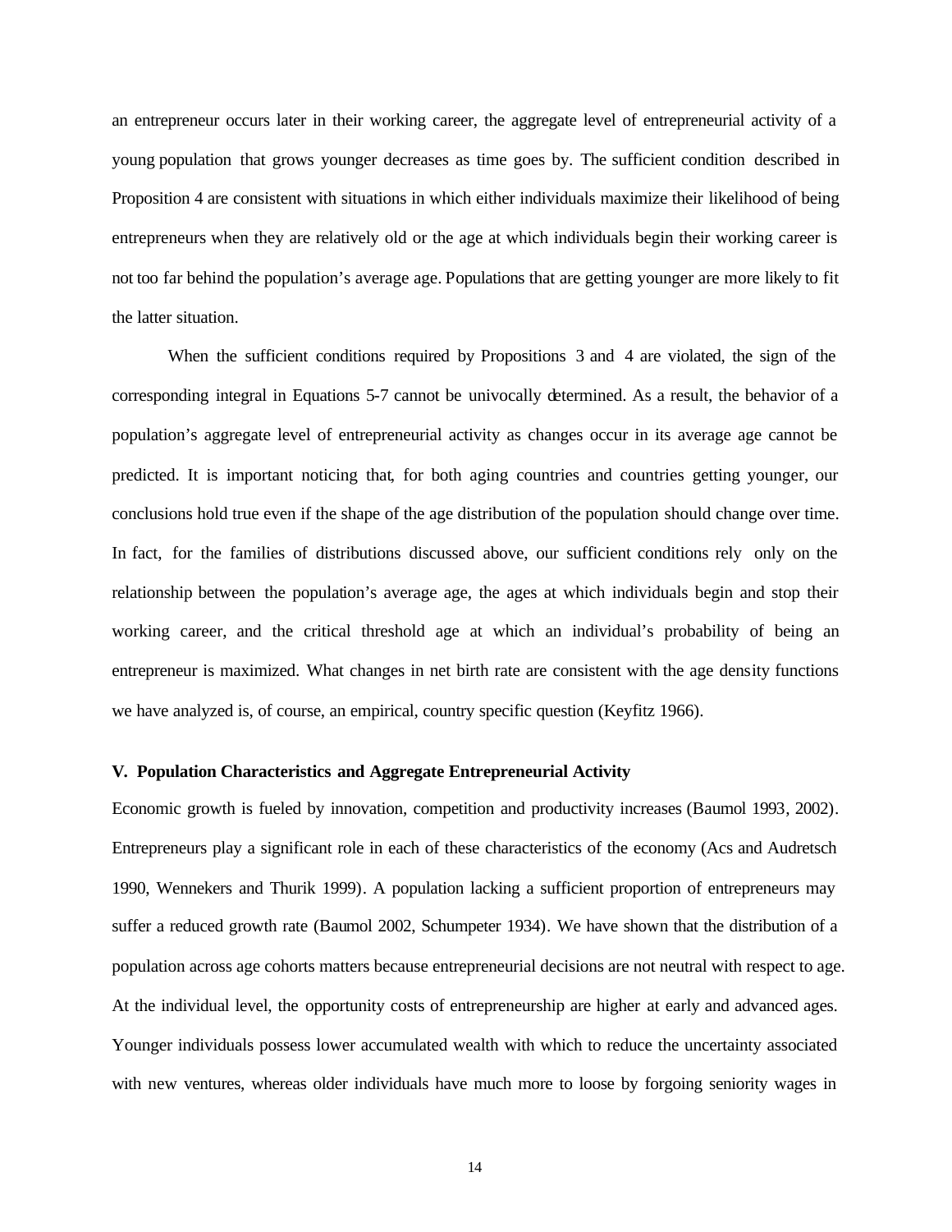an entrepreneur occurs later in their working career, the aggregate level of entrepreneurial activity of a young population that grows younger decreases as time goes by. The sufficient condition described in Proposition 4 are consistent with situations in which either individuals maximize their likelihood of being entrepreneurs when they are relatively old or the age at which individuals begin their working career is not too far behind the population's average age. Populations that are getting younger are more likely to fit the latter situation.

When the sufficient conditions required by Propositions 3 and 4 are violated, the sign of the corresponding integral in Equations 5-7 cannot be univocally determined. As a result, the behavior of a population's aggregate level of entrepreneurial activity as changes occur in its average age cannot be predicted. It is important noticing that, for both aging countries and countries getting younger, our conclusions hold true even if the shape of the age distribution of the population should change over time. In fact, for the families of distributions discussed above, our sufficient conditions rely only on the relationship between the population's average age, the ages at which individuals begin and stop their working career, and the critical threshold age at which an individual's probability of being an entrepreneur is maximized. What changes in net birth rate are consistent with the age density functions we have analyzed is, of course, an empirical, country specific question (Keyfitz 1966).

## V. Population Characteristics and Aggregate Entrepreneurial Activity

Economic growth is fueled by innovation, competition and productivity increases (Baumol 1993, 2002). Entrepreneurs play a significant role in each of these characteristics of the economy (Acs and Audretsch 1990, Wennekers and Thurik 1999). A population lacking a sufficient proportion of entrepreneurs may suffer a reduced growth rate (Baumol 2002, Schumpeter 1934). We have shown that the distribution of a population across age cohorts matters because entrepreneurial decisions are not neutral with respect to age. At the individual level, the opportunity costs of entrepreneurship are higher at early and advanced ages. Younger individuals possess lower accumulated wealth with which to reduce the uncertainty associated with new ventures, whereas older individuals have much more to loose by forgoing seniority wages in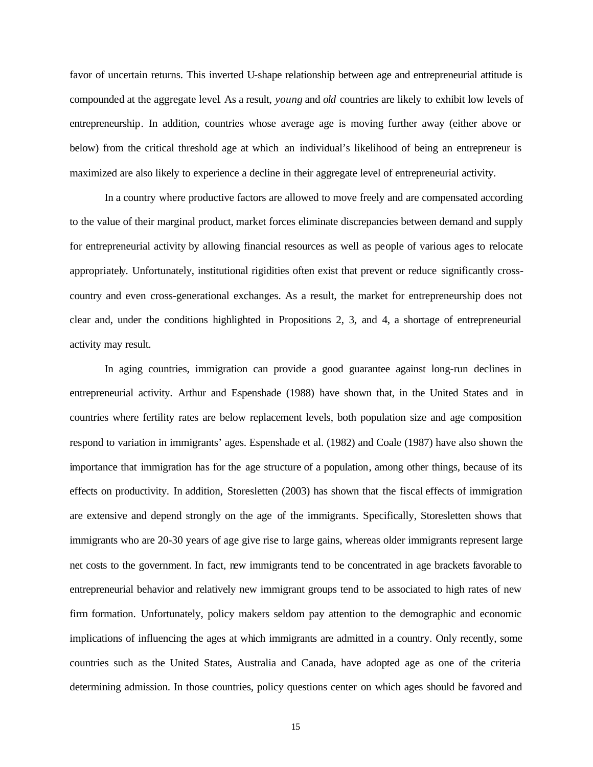favor of uncertain returns. This inverted U-shape relationship between age and entrepreneurial attitude is compounded at the aggregate level. As a result, *young* and *old* countries are likely to exhibit low levels of entrepreneurship. In addition, countries whose average age is moving further away (either above or below) from the critical threshold age at which an individual's likelihood of being an entrepreneur is maximized are also likely to experience a decline in their aggregate level of entrepreneurial activity.

In a country where productive factors are allowed to move freely and are compensated according to the value of their marginal product, market forces eliminate discrepancies between demand and supply for entrepreneurial activity by allowing financial resources as well as people of various ages to relocate appropriately. Unfortunately, institutional rigidities often exist that prevent or reduce significantly cross-country and even cross-generational exchanges. As a result, the market for entrepreneurship does not clear and, under the conditions highlighted in Propositions 2, 3, and 4, a shortage of entrepreneurial activity may result.

In aging countries, immigration can provide a good guarantee against long-run declines in entrepreneurial activity. Arthur and Espenshade (1988) have shown that, in the United States and in countries where fertility rates are below replacement levels, both population size and age composition respond to variation in immigrants' ages. Espenshade et al. (1982) and Coale (1987) have also shown the importance that immigration has for the age structure of a population, among other things, because of its effects on productivity. In addition, Storesletten (2003) has shown that the fiscal effects of immigration are extensive and depend strongly on the age of the immigrants. Specifically, Storesletten shows that immigrants who are 20-30 years of age give rise to large gains, whereas older immigrants represent large net costs to the government. In fact, new immigrants tend to be concentrated in age brackets favorable to entrepreneurial behavior and relatively new immigrant groups tend to be associated to high rates of new firm formation. Unfortunately, policy makers seldom pay attention to the demographic and economic implications of influencing the ages at which immigrants are admitted in a country. Only recently, some countries such as the United States, Australia and Canada, have adopted age as one of the criteria determining admission. In those countries, policy questions center on which ages should be favored and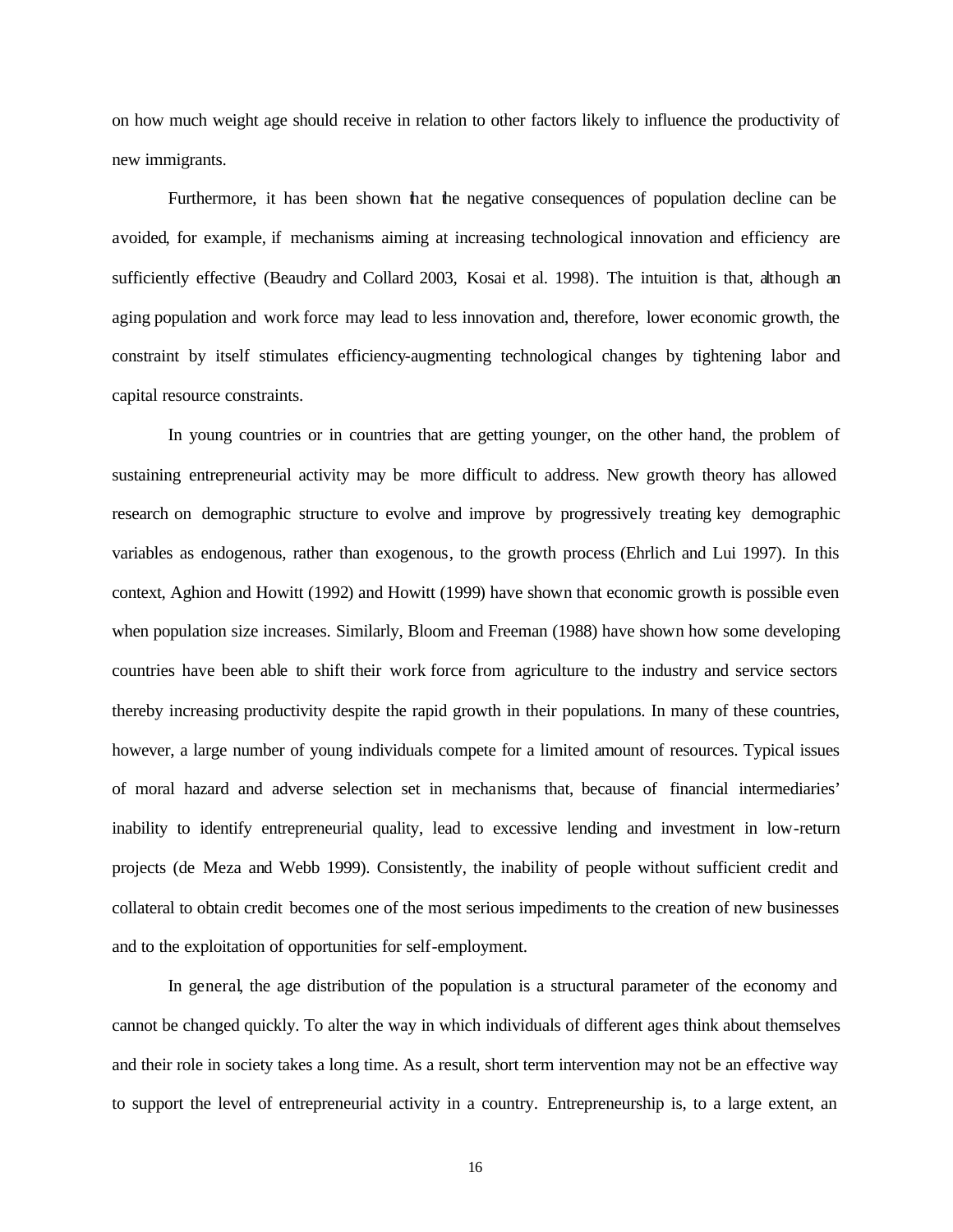on how much weight age should receive in relation to other factors likely to influence the productivity of new immigrants.

Furthermore, it has been shown that the negative consequences of population decline can be avoided, for example, if mechanisms aiming at increasing technological innovation and efficiency are sufficiently effective (Beaudry and Collard 2003, Kosai et al. 1998). The intuition is that, although an aging population and work force may lead to less innovation and, therefore, lower economic growth, the constraint by itself stimulates efficiency-augmenting technological changes by tightening labor and capital resource constraints.

In young countries or in countries that are getting younger, on the other hand, the problem of sustaining entrepreneurial activity may be more difficult to address. New growth theory has allowed research on demographic structure to evolve and improve by progressively treating key demographic variables as endogenous, rather than exogenous, to the growth process (Ehrlich and Lui 1997). In this context, Aghion and Howitt (1992) and Howitt (1999) have shown that economic growth is possible even when population size increases. Similarly, Bloom and Freeman (1988) have shown how some developing countries have been able to shift their work force from agriculture to the industry and service sectors thereby increasing productivity despite the rapid growth in their populations. In many of these countries, however, a large number of young individuals compete for a limited amount of resources. Typical issues of moral hazard and adverse selection set in mechanisms that, because of financial intermediaries' inability to identify entrepreneurial quality, lead to excessive lending and investment in low-return projects (de Meza and Webb 1999). Consistently, the inability of people without sufficient credit and collateral to obtain credit becomes one of the most serious impediments to the creation of new businesses and to the exploitation of opportunities for self-employment.

In general, the age distribution of the population is a structural parameter of the economy and cannot be changed quickly. To alter the way in which individuals of different ages think about themselves and their role in society takes a long time. As a result, short term intervention may not be an effective way to support the level of entrepreneurial activity in a country. Entrepreneurship is, to a large extent, an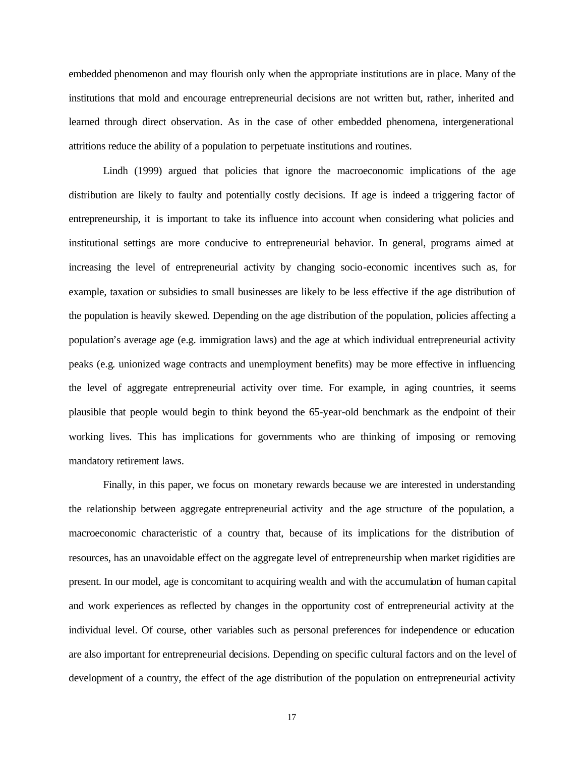embedded phenomenon and may flourish only when the appropriate institutions are in place. Many of the institutions that mold and encourage entrepreneurial decisions are not written but, rather, inherited and learned through direct observation. As in the case of other embedded phenomena, intergenerational attritions reduce the ability of a population to perpetuate institutions and routines.

Lindh (1999) argued that policies that ignore the macroeconomic implications of the age distribution are likely to faulty and potentially costly decisions. If age is indeed a triggering factor of entrepreneurship, it is important to take its influence into account when considering what policies and institutional settings are more conducive to entrepreneurial behavior. In general, programs aimed at increasing the level of entrepreneurial activity by changing socio-economic incentives such as, for example, taxation or subsidies to small businesses are likely to be less effective if the age distribution of the population is heavily skewed. Depending on the age distribution of the population, policies affecting a population's average age (e.g. immigration laws) and the age at which individual entrepreneurial activity peaks (e.g. unionized wage contracts and unemployment benefits) may be more effective in influencing the level of aggregate entrepreneurial activity over time. For example, in aging countries, it seems plausible that people would begin to think beyond the 65-year-old benchmark as the endpoint of their working lives. This has implications for governments who are thinking of imposing or removing mandatory retirement laws.

Finally, in this paper, we focus on monetary rewards because we are interested in understanding the relationship between aggregate entrepreneurial activity and the age structure of the population, a macroeconomic characteristic of a country that, because of its implications for the distribution of resources, has an unavoidable effect on the aggregate level of entrepreneurship when market rigidities are present. In our model, age is concomitant to acquiring wealth and with the accumulation of human capital and work experiences as reflected by changes in the opportunity cost of entrepreneurial activity at the individual level. Of course, other variables such as personal preferences for independence or education are also important for entrepreneurial decisions. Depending on specific cultural factors and on the level of development of a country, the effect of the age distribution of the population on entrepreneurial activity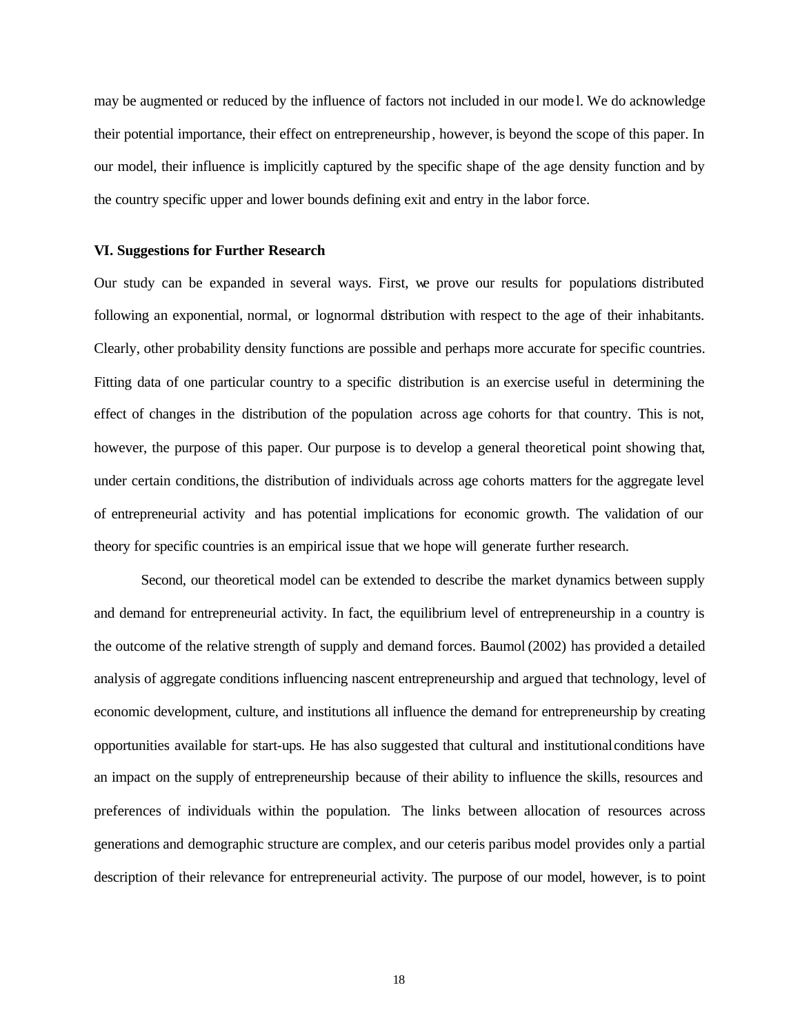may be augmented or reduced by the influence of factors not included in our model. We do acknowledge their potential importance, their effect on entrepreneurship, however, is beyond the scope of this paper. In our model, their influence is implicitly captured by the specific shape of the age density function and by the country specific upper and lower bounds defining exit and entry in the labor force.

**VI. Suggestions for Further Research**

Our study can be expanded in several ways. First, we prove our results for populations distributed following an exponential, normal, or lognormal distribution with respect to the age of their inhabitants. Clearly, other probability density functions are possible and perhaps more accurate for specific countries. Fitting data of one particular country to a specific distribution is an exercise useful in determining the effect of changes in the distribution of the population across age cohorts for that country. This is not, however, the purpose of this paper. Our purpose is to develop a general theoretical point showing that, under certain conditions, the distribution of individuals across age cohorts matters for the aggregate level of entrepreneurial activity and has potential implications for economic growth. The validation of our theory for specific countries is an empirical issue that we hope will generate further research.

Second, our theoretical model can be extended to describe the market dynamics between supply and demand for entrepreneurial activity. In fact, the equilibrium level of entrepreneurship in a country is the outcome of the relative strength of supply and demand forces. Baumol (2002) has provided a detailed analysis of aggregate conditions influencing nascent entrepreneurship and argued that technology, level of economic development, culture, and institutions all influence the demand for entrepreneurship by creating opportunities available for start-ups. He has also suggested that cultural and institutional conditions have an impact on the supply of entrepreneurship because of their ability to influence the skills, resources and preferences of individuals within the population. The links between allocation of resources across generations and demographic structure are complex, and our ceteris paribus model provides only a partial description of their relevance for entrepreneurial activity. The purpose of our model, however, is to point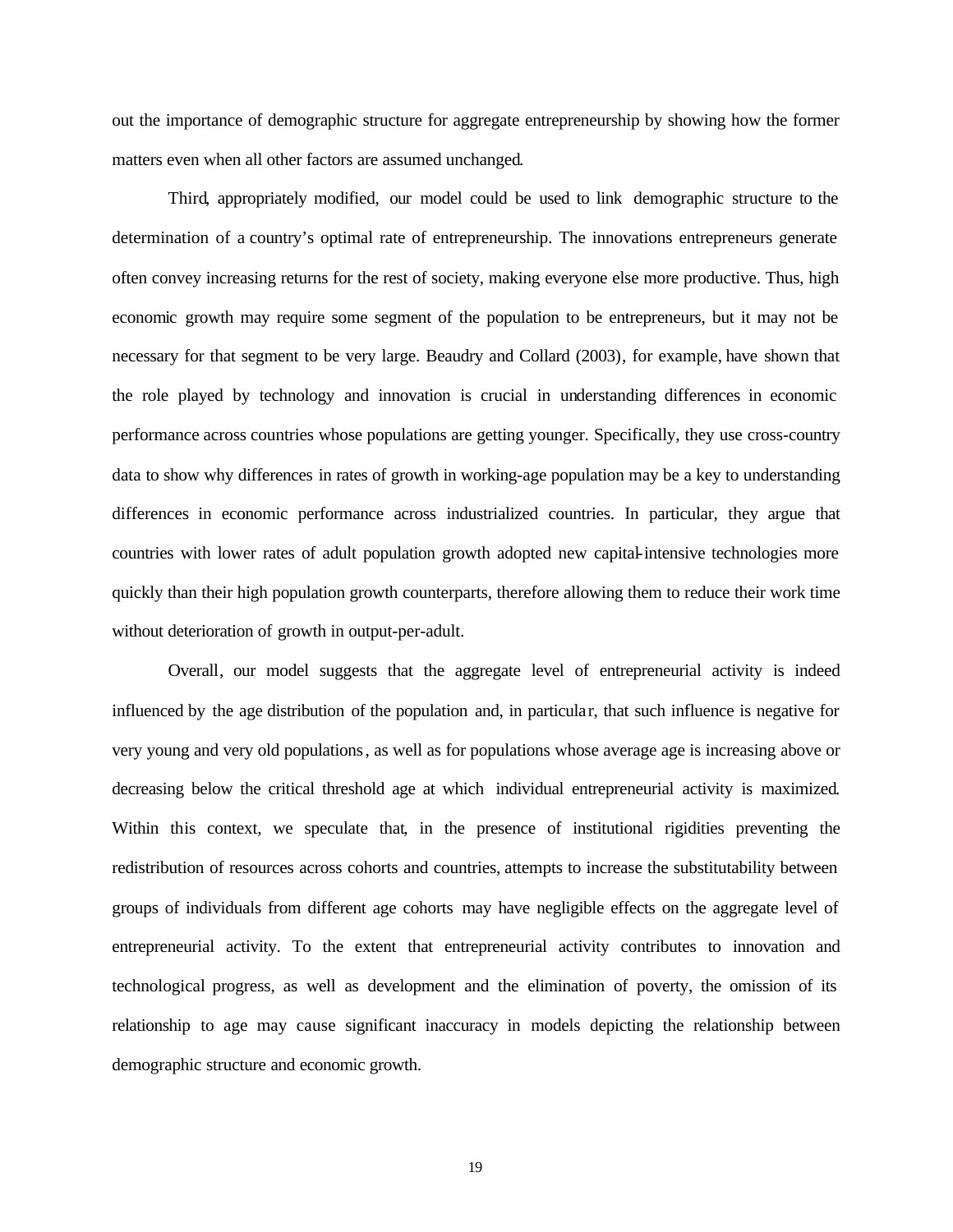out the importance of demographic structure for aggregate entrepreneurship by showing how the former matters even when all other factors are assumed unchanged.

Third, appropriately modified, our model could be used to link demographic structure to the determination of a country's optimal rate of entrepreneurship. The innovations entrepreneurs generate often convey increasing returns for the rest of society, making everyone else more productive. Thus, high economic growth may require some segment of the population to be entrepreneurs, but it may not be necessary for that segment to be very large. Beaudry and Collard (2003), for example, have shown that the role played by technology and innovation is crucial in understanding differences in economic performance across countries whose populations are getting younger. Specifically, they use cross-country data to show why differences in rates of growth in working-age population may be a key to understanding differences in economic performance across industrialized countries. In particular, they argue that countries with lower rates of adult population growth adopted new capital-intensive technologies more quickly than their high population growth counterparts, therefore allowing them to reduce their work time without deterioration of growth in output-per-adult.

Overall, our model suggests that the aggregate level of entrepreneurial activity is indeed influenced by the age distribution of the population and, in particular, that such influence is negative for very young and very old populations, as well as for populations whose average age is increasing above or decreasing below the critical threshold age at which individual entrepreneurial activity is maximized. Within this context, we speculate that, in the presence of institutional rigidities preventing the redistribution of resources across cohorts and countries, attempts to increase the substitutability between groups of individuals from different age cohorts may have negligible effects on the aggregate level of entrepreneurial activity. To the extent that entrepreneurial activity contributes to innovation and technological progress, as well as development and the elimination of poverty, the omission of its relationship to age may cause significant inaccuracy in models depicting the relationship between demographic structure and economic growth.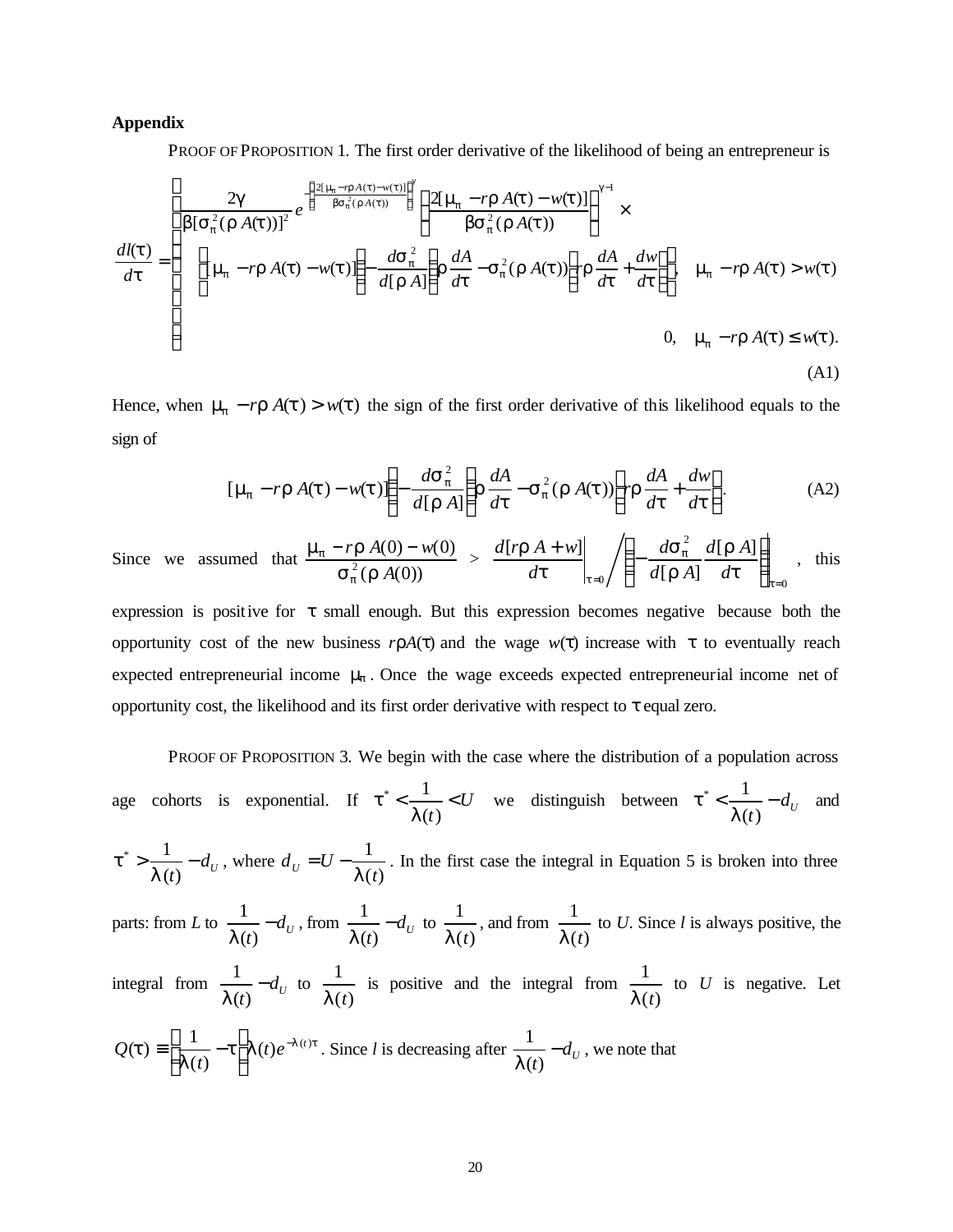**Appendix**

PROOF OF PROPOSITION 1. The first order derivative of the likelihood of being an entrepreneur is

$$\frac{dl(\tau)}{d\tau}=\begin{cases}\dfrac{2\gamma}{\beta[\sigma_\pi^2(\rho A(\tau))]^2}e^{-\left(\frac{2[\mu_\pi - r\rho A(\tau)-w(\tau)]}{\beta\sigma_\pi^2(\rho A(\tau))}\right)^\gamma}\left(\dfrac{2[\mu_\pi - r\rho A(\tau)-w(\tau)]}{\beta\sigma_\pi^2(\rho A(\tau))}\right)^{\gamma-1}\times \\ \quad \left([\mu_\pi - r\rho A(\tau)-w(\tau)]\left(-\dfrac{d\sigma_\pi^2}{d[\rho A]}\right)\rho\dfrac{dA}{d\tau}-\sigma_\pi^2(\rho A(\tau))\left(r\rho\dfrac{dA}{d\tau}+\dfrac{dw}{d\tau}\right)\right), & \mu_\pi - r\rho A(\tau)>w(\tau) \\ 0, & \mu_\pi - r\rho A(\tau)\le w(\tau).\end{cases} \tag{A1}$$

Hence, when $\mu_\pi - r\rho A(\tau) > w(\tau)$ the sign of the first order derivative of this likelihood equals to the sign of

$$[\mu_\pi - r\rho A(\tau)-w(\tau)]\left(-\frac{d\sigma_\pi^2}{d[\rho A]}\right)\rho\frac{dA}{d\tau}-\sigma_\pi^2(\rho A(\tau))\left(r\rho\frac{dA}{d\tau}+\frac{dw}{d\tau}\right). \tag{A2}$$

Since we assumed that $\dfrac{\mu_\pi - r\rho A(0)-w(0)}{\sigma_\pi^2(\rho A(0))} > \left.\dfrac{d[r\rho A+w]}{d\tau}\right|_{\tau=0}\Bigg/\left(-\dfrac{d\sigma_\pi^2}{d[\rho A]}\dfrac{d[\rho A]}{d\tau}\right)\Bigg|_{\tau=0}$, this expression is positive for $\tau$ small enough. But this expression becomes negative because both the opportunity cost of the new business $r\rho A(\tau)$ and the wage $w(\tau)$ increase with $\tau$ to eventually reach expected entrepreneurial income $\mu_\pi$. Once the wage exceeds expected entrepreneurial income net of opportunity cost, the likelihood and its first order derivative with respect to $\tau$ equal zero.

PROOF OF PROPOSITION 3. We begin with the case where the distribution of a population across age cohorts is exponential. If $\tau^* < \frac{1}{\lambda(t)} < U$ we distinguish between $\tau^* < \frac{1}{\lambda(t)} - d_U$ and $\tau^* > \frac{1}{\lambda(t)} - d_U$, where $d_U = U - \frac{1}{\lambda(t)}$. In the first case the integral in Equation 5 is broken into three parts: from $L$ to $\frac{1}{\lambda(t)} - d_U$, from $\frac{1}{\lambda(t)} - d_U$ to $\frac{1}{\lambda(t)}$, and from $\frac{1}{\lambda(t)}$ to $U$. Since $l$ is always positive, the integral from $\frac{1}{\lambda(t)} - d_U$ to $\frac{1}{\lambda(t)}$ is positive and the integral from $\frac{1}{\lambda(t)}$ to $U$ is negative. Let $Q(\tau) \equiv \left(\frac{1}{\lambda(t)} - \tau\right)\lambda(t)e^{-\lambda(t)\tau}$. Since $l$ is decreasing after $\frac{1}{\lambda(t)} - d_U$, we note that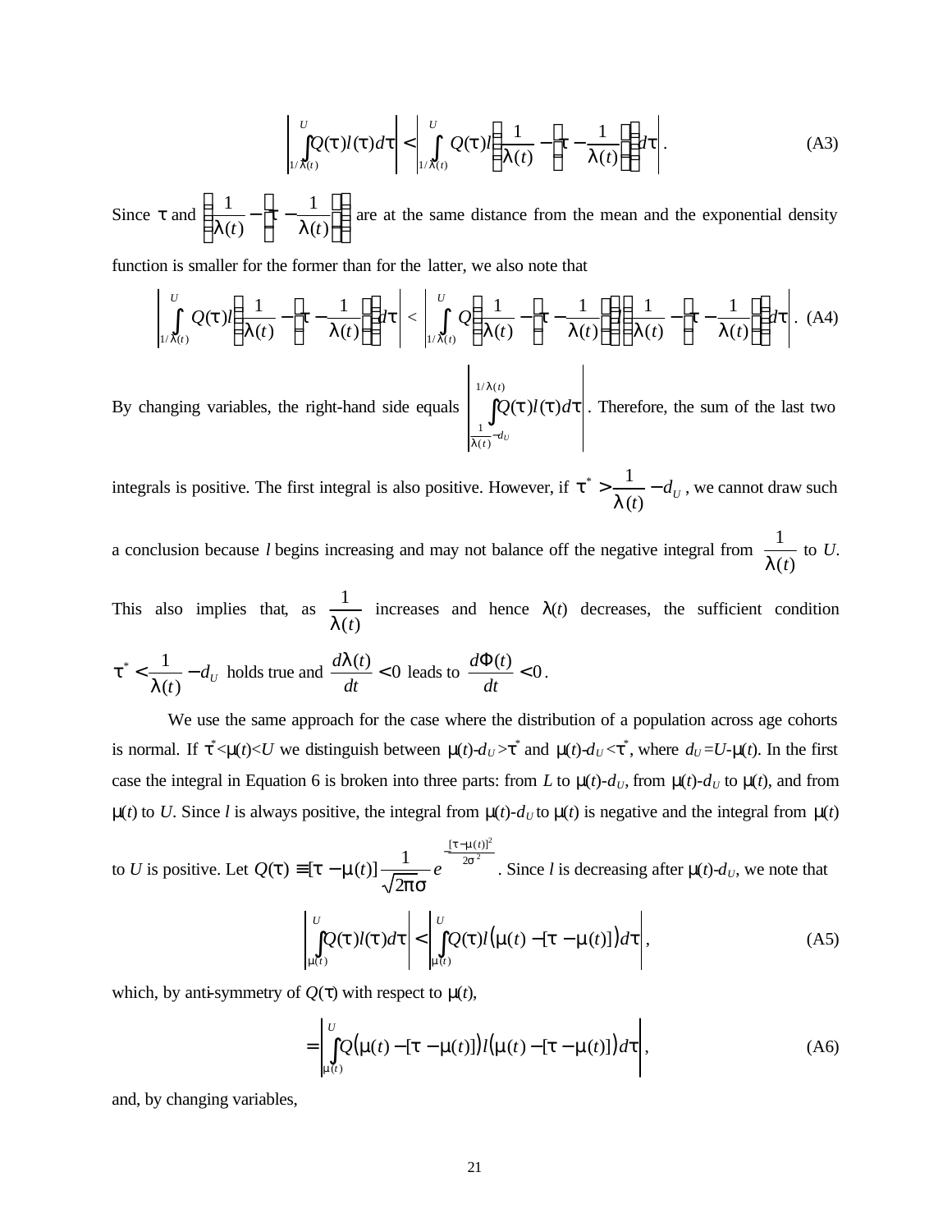$$\left| \int_{1/\lambda(t)}^{U} Q(\tau) l(\tau) d\tau \right| < \left| \int_{1/\lambda(t)}^{U} Q(\tau) l\left( \frac{1}{\lambda(t)} - \left( \tau - \frac{1}{\lambda(t)} \right) \right) d\tau \right|. \tag{A3}$$

Since $\tau$ and $\left( \frac{1}{\lambda(t)} - \left( \tau - \frac{1}{\lambda(t)} \right) \right)$ are at the same distance from the mean and the exponential density function is smaller for the former than for the latter, we also note that

$$\left| \int_{1/\lambda(t)}^{U} Q(\tau) l\left( \frac{1}{\lambda(t)} - \left( \tau - \frac{1}{\lambda(t)} \right) \right) d\tau \right| < \left| \int_{1/\lambda(t)}^{U} Q\left( \frac{1}{\lambda(t)} - \left( \tau - \frac{1}{\lambda(t)} \right) \right) l\left( \frac{1}{\lambda(t)} - \left( \tau - \frac{1}{\lambda(t)} \right) \right) d\tau \right|. \tag{A4}$$

By changing variables, the right-hand side equals $\left| \int_{\frac{1}{\lambda(t)} - d_U}^{1/\lambda(t)} Q(\tau) l(\tau) d\tau \right|$. Therefore, the sum of the last two integrals is positive. The first integral is also positive. However, if $\tau^* > \frac{1}{\lambda(t)} - d_U$, we cannot draw such a conclusion because $l$ begins increasing and may not balance off the negative integral from $\frac{1}{\lambda(t)}$ to $U$. This also implies that, as $\frac{1}{\lambda(t)}$ increases and hence $\lambda(t)$ decreases, the sufficient condition $\tau^* < \frac{1}{\lambda(t)} - d_U$ holds true and $\frac{d\lambda(t)}{dt} < 0$ leads to $\frac{d\Phi(t)}{dt} < 0$.

We use the same approach for the case where the distribution of a population across age cohorts is normal. If $\tau^* < \mu(t) < U$ we distinguish between $\mu(t) - d_U > \tau^*$ and $\mu(t) - d_U < \tau^*$, where $d_U = U - \mu(t)$. In the first case the integral in Equation 6 is broken into three parts: from $L$ to $\mu(t) - d_U$, from $\mu(t) - d_U$ to $\mu(t)$, and from $\mu(t)$ to $U$. Since $l$ is always positive, the integral from $\mu(t) - d_U$ to $\mu(t)$ is negative and the integral from $\mu(t)$ to $U$ is positive. Let $Q(\tau) \equiv [\tau - \mu(t)] \frac{1}{\sqrt{2\pi}\sigma} e^{-\frac{[\tau - \mu(t)]^2}{2\sigma^2}}$. Since $l$ is decreasing after $\mu(t) - d_U$, we note that

$$\left| \int_{\mu(t)}^{U} Q(\tau) l(\tau) d\tau \right| < \left| \int_{\mu(t)}^{U} Q(\tau) l\big(\mu(t) - [\tau - \mu(t)]\big) d\tau \right|, \tag{A5}$$

which, by anti-symmetry of $Q(\tau)$ with respect to $\mu(t)$,

$$= \left| \int_{\mu(t)}^{U} Q\big(\mu(t) - [\tau - \mu(t)]\big) l\big(\mu(t) - [\tau - \mu(t)]\big) d\tau \right|, \tag{A6}$$

and, by changing variables,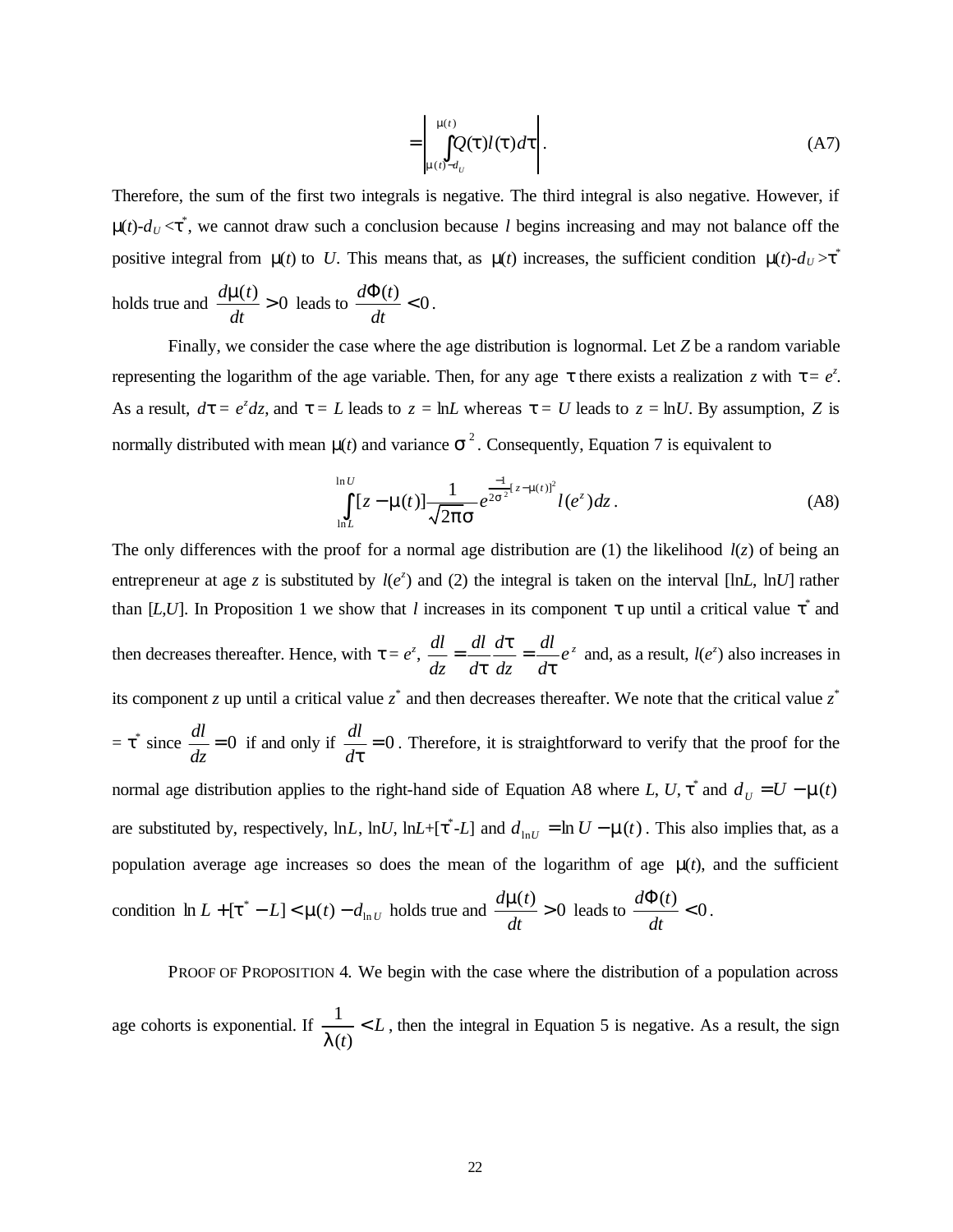$$= \left| \int_{\mu(t)-d_U}^{\mu(t)} Q(\tau) l(\tau) d\tau \right|. \tag{A7}$$

Therefore, the sum of the first two integrals is negative. The third integral is also negative. However, if $\mu(t)$-$d_U$ <$\tau^*$, we cannot draw such a conclusion because $l$ begins increasing and may not balance off the positive integral from $\mu(t)$ to $U$. This means that, as $\mu(t)$ increases, the sufficient condition $\mu(t)$-$d_U$ >$\tau^*$ holds true and $\frac{d\mu(t)}{dt} > 0$ leads to $\frac{d\Phi(t)}{dt} < 0$.

Finally, we consider the case where the age distribution is lognormal. Let $Z$ be a random variable representing the logarithm of the age variable. Then, for any age $\tau$ there exists a realization $z$ with $\tau = e^z$. As a result, $d\tau = e^z dz$, and $\tau = L$ leads to $z = \ln L$ whereas $\tau = U$ leads to $z = \ln U$. By assumption, $Z$ is normally distributed with mean $\mu(t)$ and variance $\sigma^2$. Consequently, Equation 7 is equivalent to

$$\int_{\ln L}^{\ln U} [z - \mu(t)] \frac{1}{\sqrt{2\pi}\sigma} e^{\frac{-1}{2\sigma^2}[z-\mu(t)]^2} l(e^z) dz. \tag{A8}$$

The only differences with the proof for a normal age distribution are (1) the likelihood $l(z)$ of being an entrepreneur at age $z$ is substituted by $l(e^z)$ and (2) the integral is taken on the interval [ln$L$, ln$U$] rather than [$L$,$U$]. In Proposition 1 we show that $l$ increases in its component $\tau$ up until a critical value $\tau^*$ and then decreases thereafter. Hence, with $\tau = e^z$, $\frac{dl}{dz} = \frac{dl}{d\tau}\frac{d\tau}{dz} = \frac{dl}{d\tau} e^z$ and, as a result, $l(e^z)$ also increases in its component $z$ up until a critical value $z^*$ and then decreases thereafter. We note that the critical value $z^* = \tau^*$ since $\frac{dl}{dz} = 0$ if and only if $\frac{dl}{d\tau} = 0$. Therefore, it is straightforward to verify that the proof for the normal age distribution applies to the right-hand side of Equation A8 where $L$, $U$, $\tau^*$ and $d_U = U - \mu(t)$ are substituted by, respectively, ln$L$, ln$U$, ln$L$+[$\tau^*$-$L$] and $d_{\ln U} = \ln U - \mu(t)$. This also implies that, as a population average age increases so does the mean of the logarithm of age $\mu(t)$, and the sufficient condition $\ln L + [\tau^* - L] < \mu(t) - d_{\ln U}$ holds true and $\frac{d\mu(t)}{dt} > 0$ leads to $\frac{d\Phi(t)}{dt} < 0$.

PROOF OF PROPOSITION 4. We begin with the case where the distribution of a population across age cohorts is exponential. If $\frac{1}{\lambda(t)} < L$, then the integral in Equation 5 is negative. As a result, the sign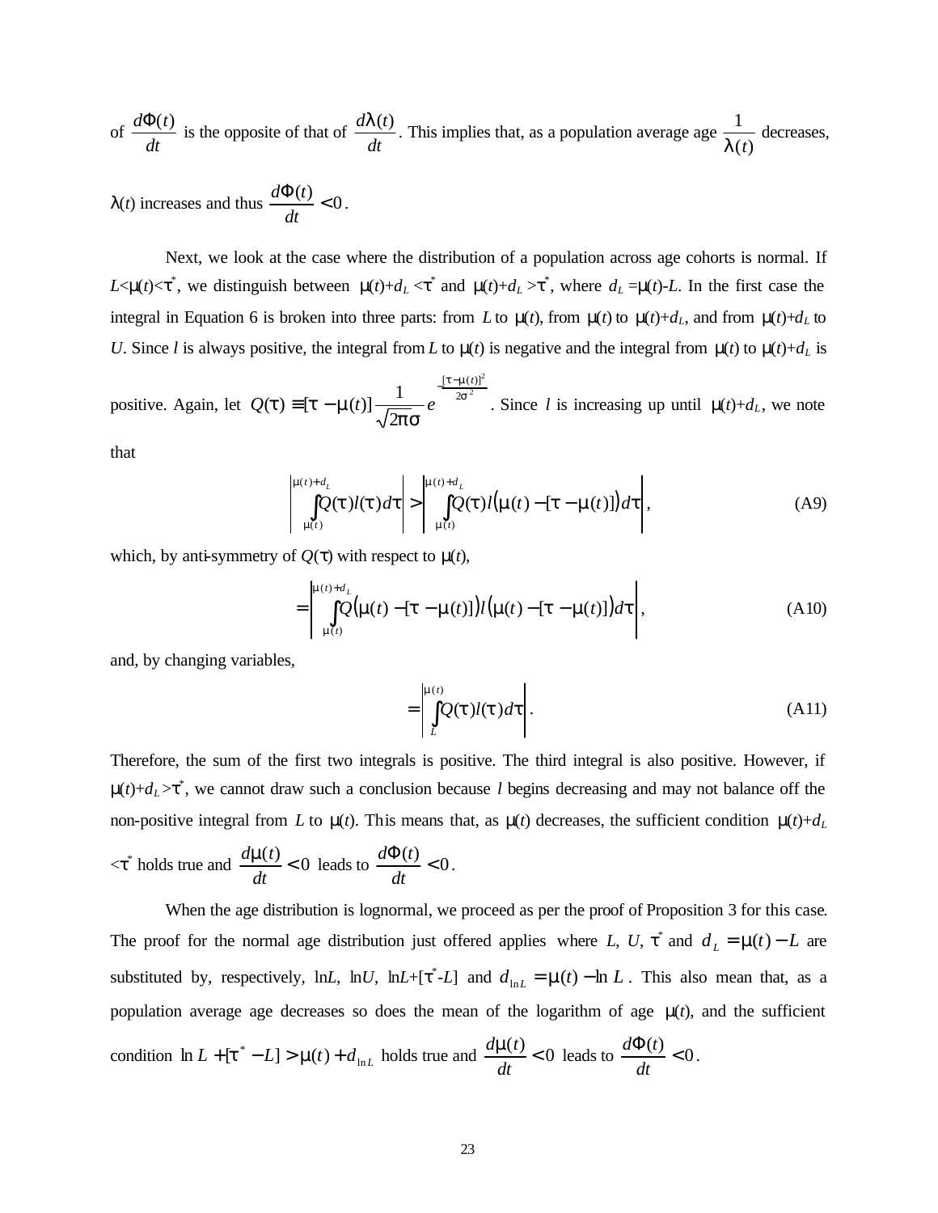of $\frac{d\Phi(t)}{dt}$ is the opposite of that of $\frac{d\lambda(t)}{dt}$. This implies that, as a population average age $\frac{1}{\lambda(t)}$ decreases, $\lambda(t)$ increases and thus $\frac{d\Phi(t)}{dt} < 0$.

Next, we look at the case where the distribution of a population across age cohorts is normal. If $L<\mu(t)<\tau^*$, we distinguish between $\mu(t)+d_L < \tau^*$ and $\mu(t)+d_L > \tau^*$, where $d_L = \mu(t)-L$. In the first case the integral in Equation 6 is broken into three parts: from $L$ to $\mu(t)$, from $\mu(t)$ to $\mu(t)+d_L$, and from $\mu(t)+d_L$ to $U$. Since $l$ is always positive, the integral from $L$ to $\mu(t)$ is negative and the integral from $\mu(t)$ to $\mu(t)+d_L$ is positive. Again, let $Q(\tau) \equiv [\tau - \mu(t)]\frac{1}{\sqrt{2\pi}\sigma}e^{-\frac{[\tau-\mu(t)]^2}{2\sigma^2}}$. Since $l$ is increasing up until $\mu(t)+d_L$, we note that

$$\left|\int_{\mu(t)}^{\mu(t)+d_L} Q(\tau)l(\tau)d\tau\right| > \left|\int_{\mu(t)}^{\mu(t)+d_L} Q(\tau)l\big(\mu(t)-[\tau-\mu(t)]\big)d\tau\right|, \tag{A9}$$

which, by anti-symmetry of $Q(\tau)$ with respect to $\mu(t)$,

$$= \left|\int_{\mu(t)}^{\mu(t)+d_L} Q\big(\mu(t)-[\tau-\mu(t)]\big)l\big(\mu(t)-[\tau-\mu(t)]\big)d\tau\right|, \tag{A10}$$

and, by changing variables,

$$= \left|\int_{L}^{\mu(t)} Q(\tau)l(\tau)d\tau\right|. \tag{A11}$$

Therefore, the sum of the first two integrals is positive. The third integral is also positive. However, if $\mu(t)+d_L > \tau^*$, we cannot draw such a conclusion because $l$ begins decreasing and may not balance off the non-positive integral from $L$ to $\mu(t)$. This means that, as $\mu(t)$ decreases, the sufficient condition $\mu(t)+d_L < \tau^*$ holds true and $\frac{d\mu(t)}{dt} < 0$ leads to $\frac{d\Phi(t)}{dt} < 0$.

When the age distribution is lognormal, we proceed as per the proof of Proposition 3 for this case. The proof for the normal age distribution just offered applies where $L$, $U$, $\tau^*$ and $d_L = \mu(t) - L$ are substituted by, respectively, $\ln L$, $\ln U$, $\ln L+[\tau^*-L]$ and $d_{\ln L} = \mu(t) - \ln L$. This also mean that, as a population average age decreases so does the mean of the logarithm of age $\mu(t)$, and the sufficient condition $\ln L + [\tau^* - L] > \mu(t) + d_{\ln L}$ holds true and $\frac{d\mu(t)}{dt} < 0$ leads to $\frac{d\Phi(t)}{dt} < 0$.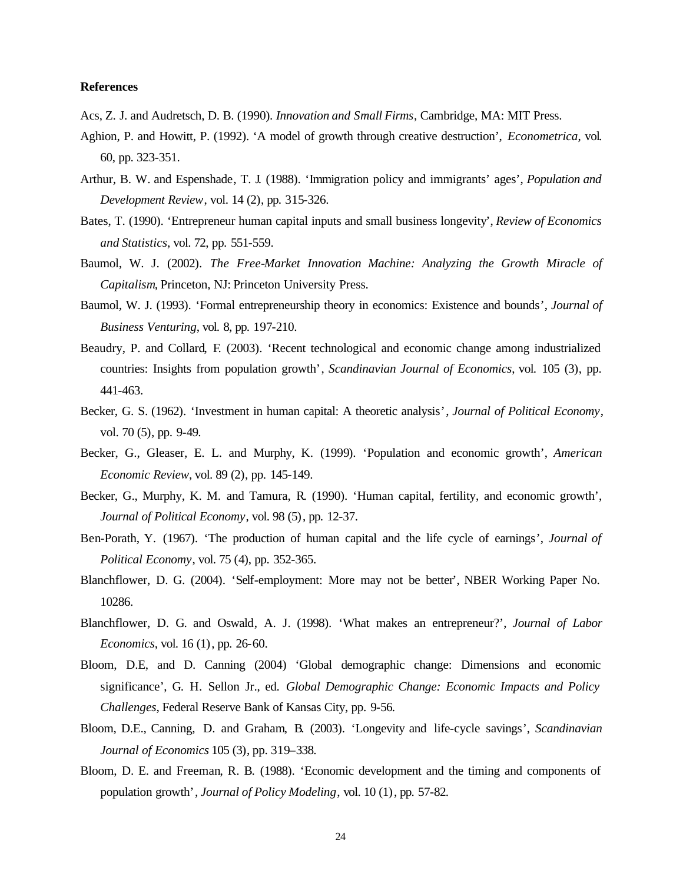**References**

Acs, Z. J. and Audretsch, D. B. (1990). *Innovation and Small Firms*, Cambridge, MA: MIT Press.

Aghion, P. and Howitt, P. (1992). 'A model of growth through creative destruction', *Econometrica*, vol. 60, pp. 323-351.

Arthur, B. W. and Espenshade, T. J. (1988). 'Immigration policy and immigrants' ages', *Population and Development Review*, vol. 14 (2), pp. 315-326.

Bates, T. (1990). 'Entrepreneur human capital inputs and small business longevity', *Review of Economics and Statistics*, vol. 72, pp. 551-559.

Baumol, W. J. (2002). *The Free-Market Innovation Machine: Analyzing the Growth Miracle of Capitalism*, Princeton, NJ: Princeton University Press.

Baumol, W. J. (1993). 'Formal entrepreneurship theory in economics: Existence and bounds', *Journal of Business Venturing*, vol. 8, pp. 197-210.

Beaudry, P. and Collard, F. (2003). 'Recent technological and economic change among industrialized countries: Insights from population growth', *Scandinavian Journal of Economics*, vol. 105 (3), pp. 441-463.

Becker, G. S. (1962). 'Investment in human capital: A theoretic analysis', *Journal of Political Economy*, vol. 70 (5), pp. 9-49.

Becker, G., Gleaser, E. L. and Murphy, K. (1999). 'Population and economic growth', *American Economic Review*, vol. 89 (2), pp. 145-149.

Becker, G., Murphy, K. M. and Tamura, R. (1990). 'Human capital, fertility, and economic growth', *Journal of Political Economy*, vol. 98 (5), pp. 12-37.

Ben-Porath, Y. (1967). 'The production of human capital and the life cycle of earnings', *Journal of Political Economy*, vol. 75 (4), pp. 352-365.

Blanchflower, D. G. (2004). 'Self-employment: More may not be better', NBER Working Paper No. 10286.

Blanchflower, D. G. and Oswald, A. J. (1998). 'What makes an entrepreneur?', *Journal of Labor Economics*, vol. 16 (1), pp. 26-60.

Bloom, D.E, and D. Canning (2004) 'Global demographic change: Dimensions and economic significance', G. H. Sellon Jr., ed. *Global Demographic Change: Economic Impacts and Policy Challenges*, Federal Reserve Bank of Kansas City, pp. 9-56.

Bloom, D.E., Canning, D. and Graham, B. (2003). 'Longevity and life-cycle savings', *Scandinavian Journal of Economics* 105 (3), pp. 319–338.

Bloom, D. E. and Freeman, R. B. (1988). 'Economic development and the timing and components of population growth', *Journal of Policy Modeling*, vol. 10 (1), pp. 57-82.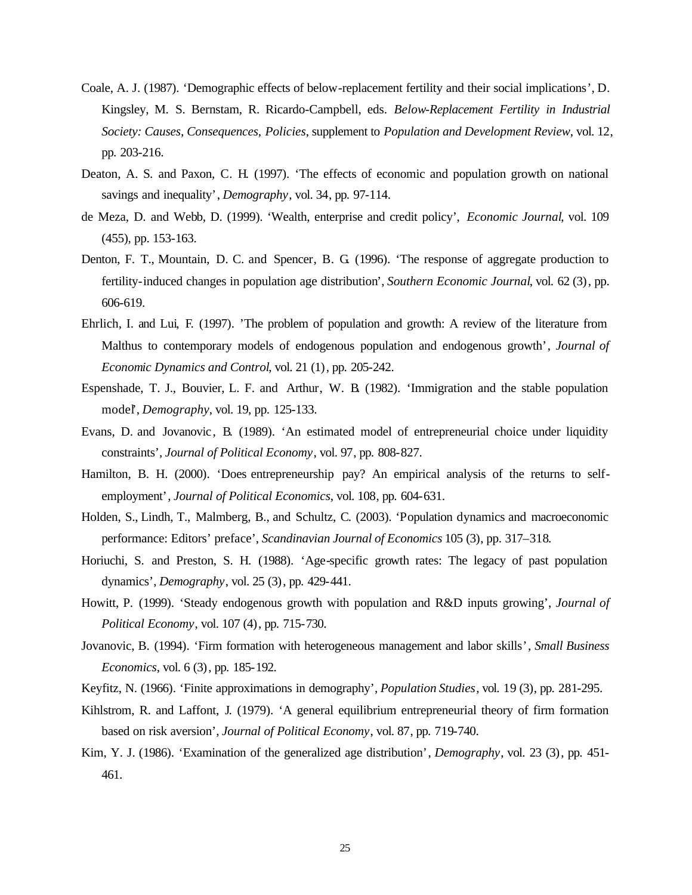Coale, A. J. (1987). 'Demographic effects of below-replacement fertility and their social implications', D. Kingsley, M. S. Bernstam, R. Ricardo-Campbell, eds. *Below-Replacement Fertility in Industrial Society: Causes, Consequences, Policies*, supplement to *Population and Development Review*, vol. 12, pp. 203-216.

Deaton, A. S. and Paxon, C. H. (1997). 'The effects of economic and population growth on national savings and inequality', *Demography*, vol. 34, pp. 97-114.

de Meza, D. and Webb, D. (1999). 'Wealth, enterprise and credit policy', *Economic Journal*, vol. 109 (455), pp. 153-163.

Denton, F. T., Mountain, D. C. and Spencer, B. G. (1996). 'The response of aggregate production to fertility-induced changes in population age distribution', *Southern Economic Journal*, vol. 62 (3), pp. 606-619.

Ehrlich, I. and Lui, F. (1997). 'The problem of population and growth: A review of the literature from Malthus to contemporary models of endogenous population and endogenous growth', *Journal of Economic Dynamics and Control*, vol. 21 (1), pp. 205-242.

Espenshade, T. J., Bouvier, L. F. and Arthur, W. B. (1982). 'Immigration and the stable population model', *Demography*, vol. 19, pp. 125-133.

Evans, D. and Jovanovic, B. (1989). 'An estimated model of entrepreneurial choice under liquidity constraints', *Journal of Political Economy*, vol. 97, pp. 808-827.

Hamilton, B. H. (2000). 'Does entrepreneurship pay? An empirical analysis of the returns to self-employment', *Journal of Political Economics*, vol. 108, pp. 604-631.

Holden, S., Lindh, T., Malmberg, B., and Schultz, C. (2003). 'Population dynamics and macroeconomic performance: Editors' preface', *Scandinavian Journal of Economics* 105 (3), pp. 317–318.

Horiuchi, S. and Preston, S. H. (1988). 'Age-specific growth rates: The legacy of past population dynamics', *Demography*, vol. 25 (3), pp. 429-441.

Howitt, P. (1999). 'Steady endogenous growth with population and R&D inputs growing', *Journal of Political Economy*, vol. 107 (4), pp. 715-730.

Jovanovic, B. (1994). 'Firm formation with heterogeneous management and labor skills', *Small Business Economics*, vol. 6 (3), pp. 185-192.

Keyfitz, N. (1966). 'Finite approximations in demography', *Population Studies*, vol. 19 (3), pp. 281-295.

Kihlstrom, R. and Laffont, J. (1979). 'A general equilibrium entrepreneurial theory of firm formation based on risk aversion', *Journal of Political Economy*, vol. 87, pp. 719-740.

Kim, Y. J. (1986). 'Examination of the generalized age distribution', *Demography*, vol. 23 (3), pp. 451-461.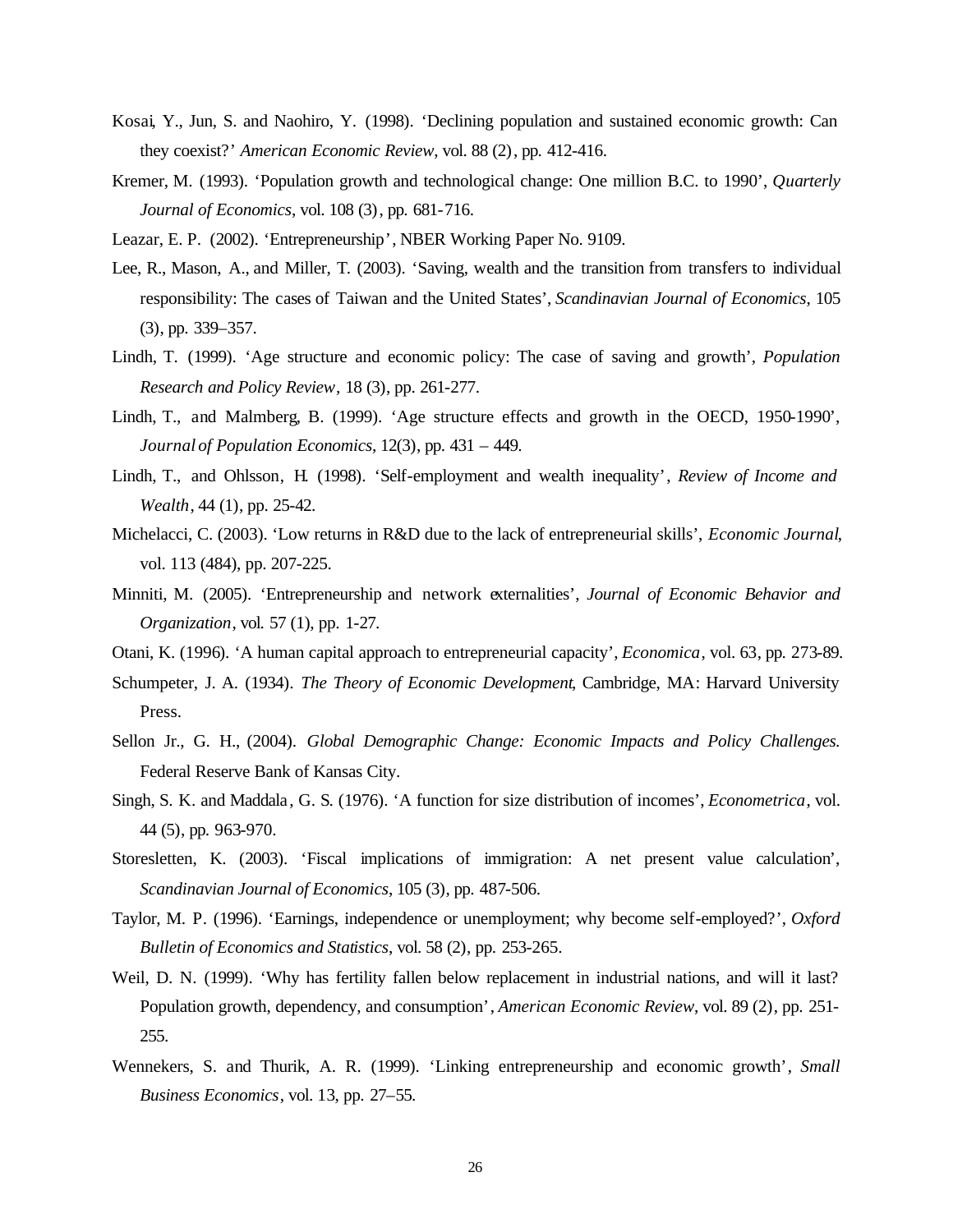Kosai, Y., Jun, S. and Naohiro, Y. (1998). 'Declining population and sustained economic growth: Can they coexist?' *American Economic Review*, vol. 88 (2), pp. 412-416.

Kremer, M. (1993). 'Population growth and technological change: One million B.C. to 1990', *Quarterly Journal of Economics*, vol. 108 (3), pp. 681-716.

Leazar, E. P. (2002). 'Entrepreneurship', NBER Working Paper No. 9109.

Lee, R., Mason, A., and Miller, T. (2003). 'Saving, wealth and the transition from transfers to individual responsibility: The cases of Taiwan and the United States', *Scandinavian Journal of Economics*, 105 (3), pp. 339–357.

Lindh, T. (1999). 'Age structure and economic policy: The case of saving and growth', *Population Research and Policy Review*, 18 (3), pp. 261-277.

Lindh, T., and Malmberg, B. (1999). 'Age structure effects and growth in the OECD, 1950-1990', *Journal of Population Economics*, 12(3), pp. 431 – 449.

Lindh, T., and Ohlsson, H. (1998). 'Self-employment and wealth inequality', *Review of Income and Wealth*, 44 (1), pp. 25-42.

Michelacci, C. (2003). 'Low returns in R&D due to the lack of entrepreneurial skills', *Economic Journal*, vol. 113 (484), pp. 207-225.

Minniti, M. (2005). 'Entrepreneurship and network externalities', *Journal of Economic Behavior and Organization*, vol. 57 (1), pp. 1-27.

Otani, K. (1996). 'A human capital approach to entrepreneurial capacity', *Economica*, vol. 63, pp. 273-89.

Schumpeter, J. A. (1934). *The Theory of Economic Development*, Cambridge, MA: Harvard University Press.

Sellon Jr., G. H., (2004). *Global Demographic Change: Economic Impacts and Policy Challenges.* Federal Reserve Bank of Kansas City.

Singh, S. K. and Maddala, G. S. (1976). 'A function for size distribution of incomes', *Econometrica*, vol. 44 (5), pp. 963-970.

Storesletten, K. (2003). 'Fiscal implications of immigration: A net present value calculation', *Scandinavian Journal of Economics*, 105 (3), pp. 487-506.

Taylor, M. P. (1996). 'Earnings, independence or unemployment; why become self-employed?', *Oxford Bulletin of Economics and Statistics*, vol. 58 (2), pp. 253-265.

Weil, D. N. (1999). 'Why has fertility fallen below replacement in industrial nations, and will it last? Population growth, dependency, and consumption', *American Economic Review*, vol. 89 (2), pp. 251-255.

Wennekers, S. and Thurik, A. R. (1999). 'Linking entrepreneurship and economic growth', *Small Business Economics*, vol. 13, pp. 27–55.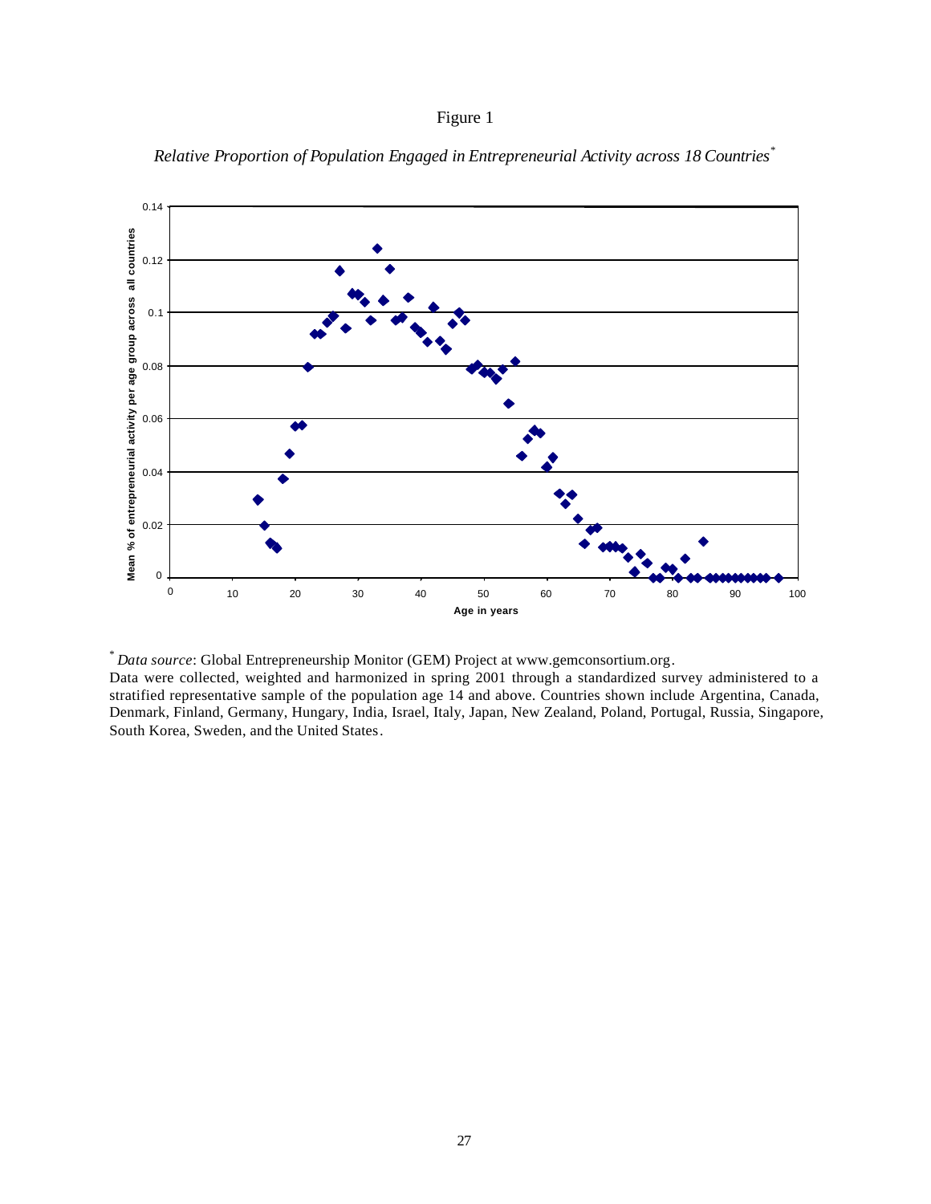Figure 1

*Relative Proportion of Population Engaged in Entrepreneurial Activity across 18 Countries*[*]

[*] *Data source*: Global Entrepreneurship Monitor (GEM) Project at www.gemconsortium.org.
Data were collected, weighted and harmonized in spring 2001 through a standardized survey administered to a stratified representative sample of the population age 14 and above. Countries shown include Argentina, Canada, Denmark, Finland, Germany, Hungary, India, Israel, Italy, Japan, New Zealand, Poland, Portugal, Russia, Singapore, South Korea, Sweden, and the United States.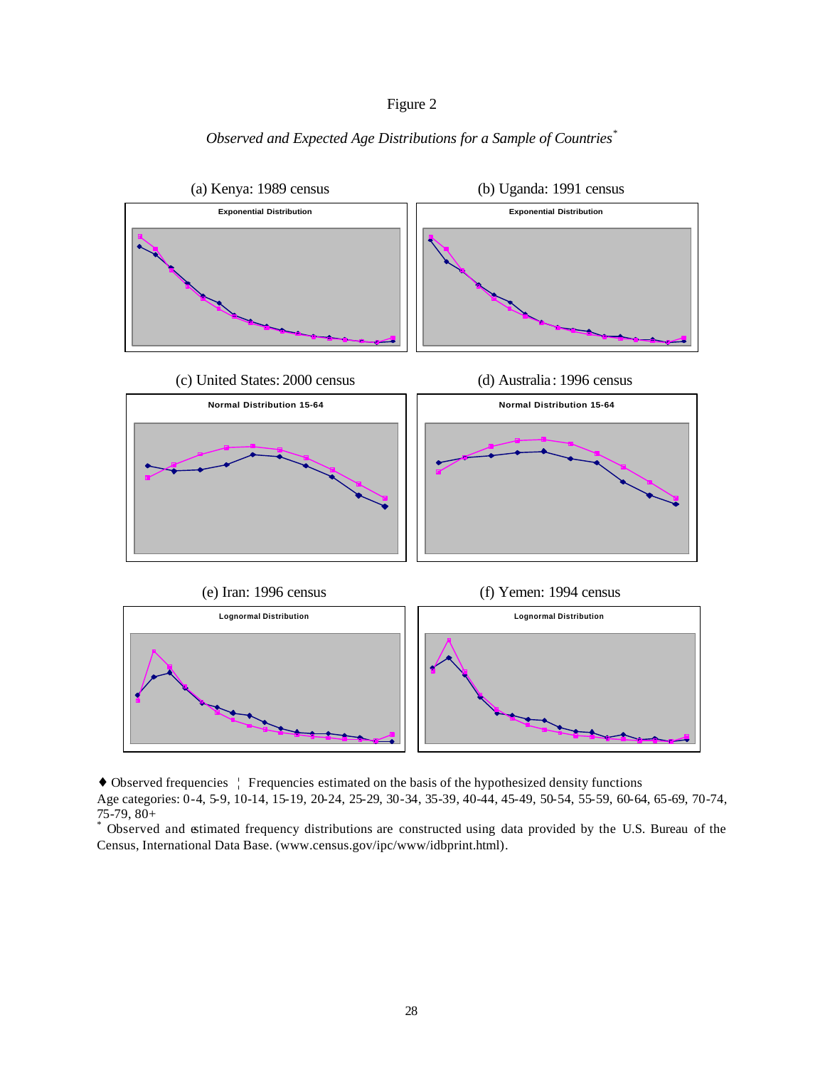Figure 2

*Observed and Expected Age Distributions for a Sample of Countries*[*]

(a) Kenya: 1989 census

Exponential Distribution

(b) Uganda: 1991 census

Exponential Distribution

(c) United States: 2000 census

Normal Distribution 15-64

(d) Australia: 1996 census

Normal Distribution 15-64

(e) Iran: 1996 census

Lognormal Distribution

(f) Yemen: 1994 census

Lognormal Distribution

♦ Observed frequencies ¦ Frequencies estimated on the basis of the hypothesized density functions
Age categories: 0-4, 5-9, 10-14, 15-19, 20-24, 25-29, 30-34, 35-39, 40-44, 45-49, 50-54, 55-59, 60-64, 65-69, 70-74, 75-79, 80+

[*] Observed and estimated frequency distributions are constructed using data provided by the U.S. Bureau of the Census, International Data Base. (www.census.gov/ipc/www/idbprint.html).